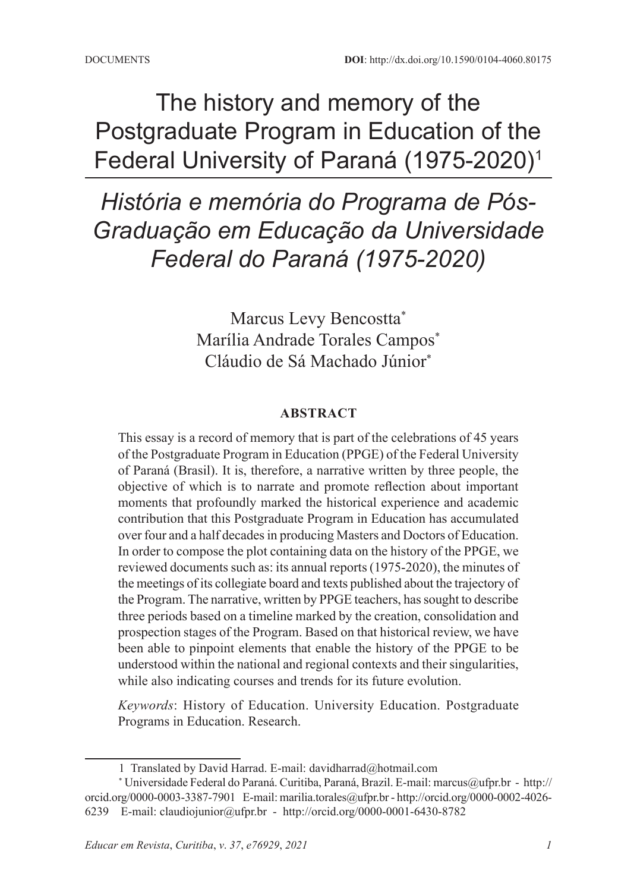DOCUMENTS

**DOI**: http://dx.doi.org/10.1590/0104-4060.80175

# The history and memory of the Postgraduate Program in Education of the Federal University of Paraná (1975-2020)[1]

# *História e memória do Programa de Pós-Graduação em Educação da Universidade Federal do Paraná (1975-2020)*

Marcus Levy Bencostta[*]
Marília Andrade Torales Campos[*]
Cláudio de Sá Machado Júnior[*]

### ABSTRACT

This essay is a record of memory that is part of the celebrations of 45 years of the Postgraduate Program in Education (PPGE) of the Federal University of Paraná (Brasil). It is, therefore, a narrative written by three people, the objective of which is to narrate and promote reflection about important moments that profoundly marked the historical experience and academic contribution that this Postgraduate Program in Education has accumulated over four and a half decades in producing Masters and Doctors of Education. In order to compose the plot containing data on the history of the PPGE, we reviewed documents such as: its annual reports (1975-2020), the minutes of the meetings of its collegiate board and texts published about the trajectory of the Program. The narrative, written by PPGE teachers, has sought to describe three periods based on a timeline marked by the creation, consolidation and prospection stages of the Program. Based on that historical review, we have been able to pinpoint elements that enable the history of the PPGE to be understood within the national and regional contexts and their singularities, while also indicating courses and trends for its future evolution.

*Keywords*: History of Education. University Education. Postgraduate Programs in Education. Research.

---

1 Translated by David Harrad. E-mail: davidharrad@hotmail.com

[*] Universidade Federal do Paraná. Curitiba, Paraná, Brazil. E-mail: marcus@ufpr.br - http://orcid.org/0000-0003-3387-7901 E-mail: marilia.torales@ufpr.br - http://orcid.org/0000-0002-4026-6239 E-mail: claudiojunior@ufpr.br - http://orcid.org/0000-0001-6430-8782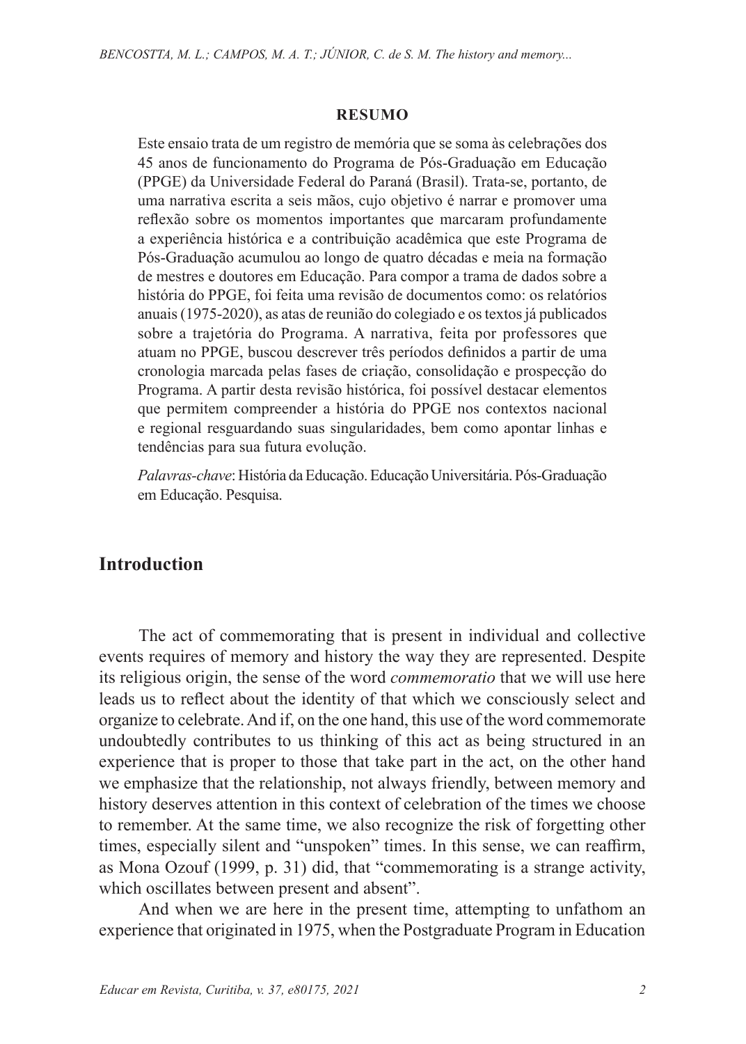**RESUMO**

Este ensaio trata de um registro de memória que se soma às celebrações dos 45 anos de funcionamento do Programa de Pós-Graduação em Educação (PPGE) da Universidade Federal do Paraná (Brasil). Trata-se, portanto, de uma narrativa escrita a seis mãos, cujo objetivo é narrar e promover uma reflexão sobre os momentos importantes que marcaram profundamente a experiência histórica e a contribuição acadêmica que este Programa de Pós-Graduação acumulou ao longo de quatro décadas e meia na formação de mestres e doutores em Educação. Para compor a trama de dados sobre a história do PPGE, foi feita uma revisão de documentos como: os relatórios anuais (1975-2020), as atas de reunião do colegiado e os textos já publicados sobre a trajetória do Programa. A narrativa, feita por professores que atuam no PPGE, buscou descrever três períodos definidos a partir de uma cronologia marcada pelas fases de criação, consolidação e prospecção do Programa. A partir desta revisão histórica, foi possível destacar elementos que permitem compreender a história do PPGE nos contextos nacional e regional resguardando suas singularidades, bem como apontar linhas e tendências para sua futura evolução.

*Palavras-chave*: História da Educação. Educação Universitária. Pós-Graduação em Educação. Pesquisa.

## Introduction

The act of commemorating that is present in individual and collective events requires of memory and history the way they are represented. Despite its religious origin, the sense of the word *commemoratio* that we will use here leads us to reflect about the identity of that which we consciously select and organize to celebrate. And if, on the one hand, this use of the word commemorate undoubtedly contributes to us thinking of this act as being structured in an experience that is proper to those that take part in the act, on the other hand we emphasize that the relationship, not always friendly, between memory and history deserves attention in this context of celebration of the times we choose to remember. At the same time, we also recognize the risk of forgetting other times, especially silent and "unspoken" times. In this sense, we can reaffirm, as Mona Ozouf (1999, p. 31) did, that "commemorating is a strange activity, which oscillates between present and absent".

And when we are here in the present time, attempting to unfathom an experience that originated in 1975, when the Postgraduate Program in Education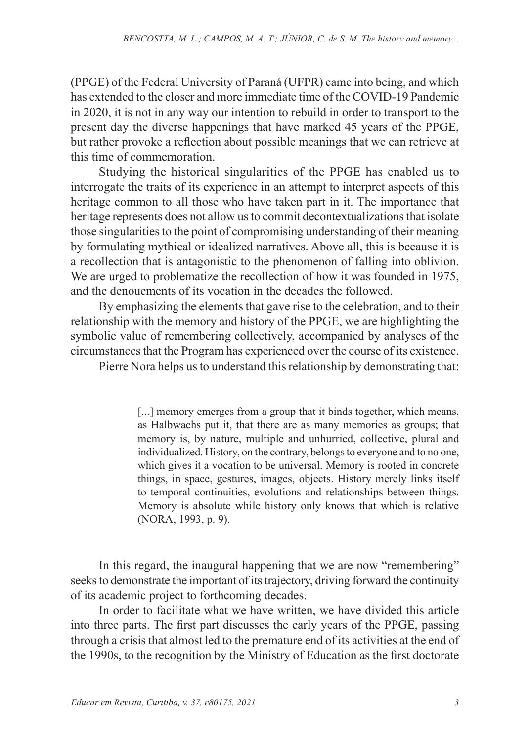(PPGE) of the Federal University of Paraná (UFPR) came into being, and which has extended to the closer and more immediate time of the COVID-19 Pandemic in 2020, it is not in any way our intention to rebuild in order to transport to the present day the diverse happenings that have marked 45 years of the PPGE, but rather provoke a reflection about possible meanings that we can retrieve at this time of commemoration.

Studying the historical singularities of the PPGE has enabled us to interrogate the traits of its experience in an attempt to interpret aspects of this heritage common to all those who have taken part in it. The importance that heritage represents does not allow us to commit decontextualizations that isolate those singularities to the point of compromising understanding of their meaning by formulating mythical or idealized narratives. Above all, this is because it is a recollection that is antagonistic to the phenomenon of falling into oblivion. We are urged to problematize the recollection of how it was founded in 1975, and the denouements of its vocation in the decades the followed.

By emphasizing the elements that gave rise to the celebration, and to their relationship with the memory and history of the PPGE, we are highlighting the symbolic value of remembering collectively, accompanied by analyses of the circumstances that the Program has experienced over the course of its existence.

Pierre Nora helps us to understand this relationship by demonstrating that:

> [...] memory emerges from a group that it binds together, which means, as Halbwachs put it, that there are as many memories as groups; that memory is, by nature, multiple and unhurried, collective, plural and individualized. History, on the contrary, belongs to everyone and to no one, which gives it a vocation to be universal. Memory is rooted in concrete things, in space, gestures, images, objects. History merely links itself to temporal continuities, evolutions and relationships between things. Memory is absolute while history only knows that which is relative (NORA, 1993, p. 9).

In this regard, the inaugural happening that we are now "remembering" seeks to demonstrate the important of its trajectory, driving forward the continuity of its academic project to forthcoming decades.

In order to facilitate what we have written, we have divided this article into three parts. The first part discusses the early years of the PPGE, passing through a crisis that almost led to the premature end of its activities at the end of the 1990s, to the recognition by the Ministry of Education as the first doctorate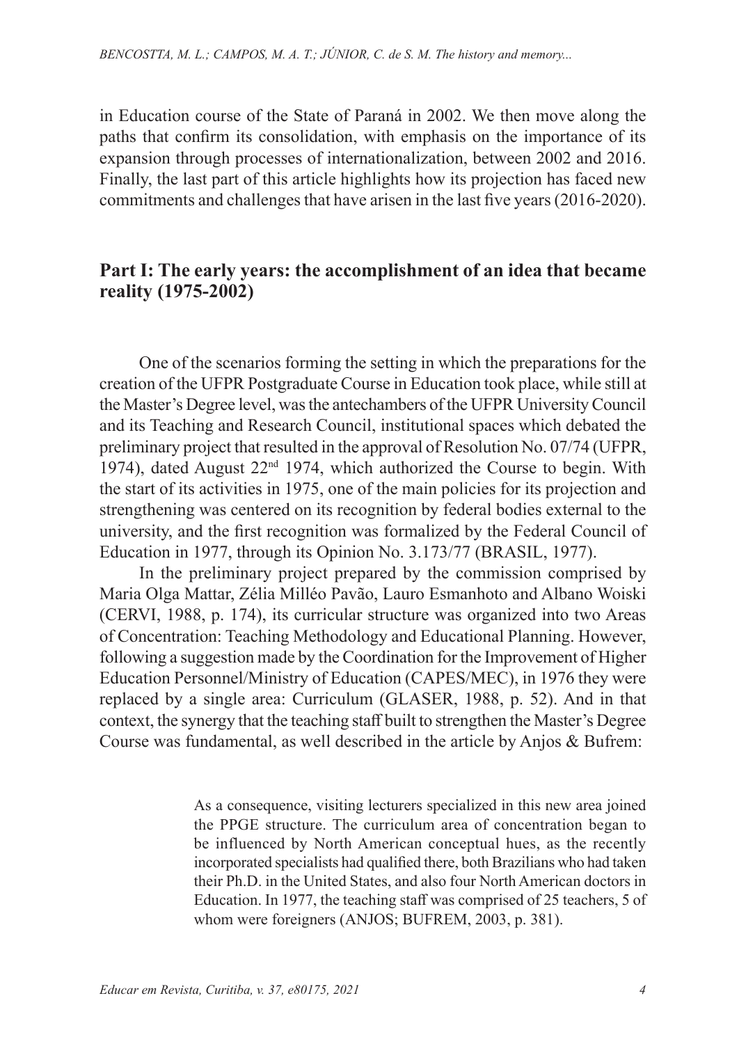in Education course of the State of Paraná in 2002. We then move along the paths that confirm its consolidation, with emphasis on the importance of its expansion through processes of internationalization, between 2002 and 2016. Finally, the last part of this article highlights how its projection has faced new commitments and challenges that have arisen in the last five years (2016-2020).

## Part I: The early years: the accomplishment of an idea that became reality (1975-2002)

One of the scenarios forming the setting in which the preparations for the creation of the UFPR Postgraduate Course in Education took place, while still at the Master's Degree level, was the antechambers of the UFPR University Council and its Teaching and Research Council, institutional spaces which debated the preliminary project that resulted in the approval of Resolution No. 07/74 (UFPR, 1974), dated August 22nd 1974, which authorized the Course to begin. With the start of its activities in 1975, one of the main policies for its projection and strengthening was centered on its recognition by federal bodies external to the university, and the first recognition was formalized by the Federal Council of Education in 1977, through its Opinion No. 3.173/77 (BRASIL, 1977).

In the preliminary project prepared by the commission comprised by Maria Olga Mattar, Zélia Milléo Pavão, Lauro Esmanhoto and Albano Woiski (CERVI, 1988, p. 174), its curricular structure was organized into two Areas of Concentration: Teaching Methodology and Educational Planning. However, following a suggestion made by the Coordination for the Improvement of Higher Education Personnel/Ministry of Education (CAPES/MEC), in 1976 they were replaced by a single area: Curriculum (GLASER, 1988, p. 52). And in that context, the synergy that the teaching staff built to strengthen the Master's Degree Course was fundamental, as well described in the article by Anjos & Bufrem:

> As a consequence, visiting lecturers specialized in this new area joined the PPGE structure. The curriculum area of concentration began to be influenced by North American conceptual hues, as the recently incorporated specialists had qualified there, both Brazilians who had taken their Ph.D. in the United States, and also four North American doctors in Education. In 1977, the teaching staff was comprised of 25 teachers, 5 of whom were foreigners (ANJOS; BUFREM, 2003, p. 381).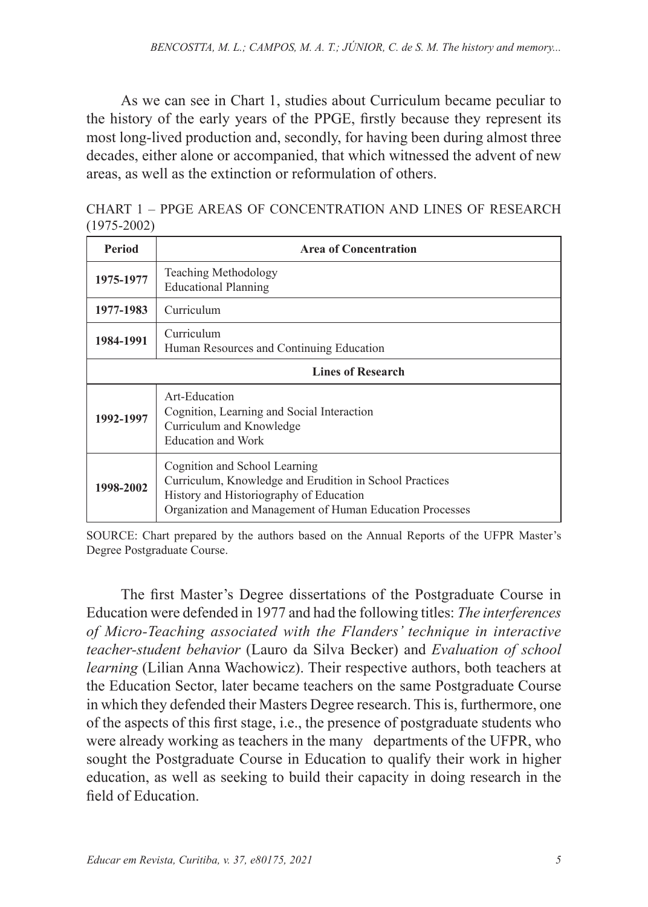As we can see in Chart 1, studies about Curriculum became peculiar to the history of the early years of the PPGE, firstly because they represent its most long-lived production and, secondly, for having been during almost three decades, either alone or accompanied, that which witnessed the advent of new areas, as well as the extinction or reformulation of others.

CHART 1 – PPGE AREAS OF CONCENTRATION AND LINES OF RESEARCH (1975-2002)

| Period | Area of Concentration |
|---|---|
| **1975-1977** | Teaching Methodology<br>Educational Planning |
| **1977-1983** | Curriculum |
| **1984-1991** | Curriculum<br>Human Resources and Continuing Education |
| | **Lines of Research** |
| **1992-1997** | Art-Education<br>Cognition, Learning and Social Interaction<br>Curriculum and Knowledge<br>Education and Work |
| **1998-2002** | Cognition and School Learning<br>Curriculum, Knowledge and Erudition in School Practices<br>History and Historiography of Education<br>Organization and Management of Human Education Processes |

SOURCE: Chart prepared by the authors based on the Annual Reports of the UFPR Master's Degree Postgraduate Course.

The first Master's Degree dissertations of the Postgraduate Course in Education were defended in 1977 and had the following titles: *The interferences of Micro-Teaching associated with the Flanders' technique in interactive teacher-student behavior* (Lauro da Silva Becker) and *Evaluation of school learning* (Lilian Anna Wachowicz). Their respective authors, both teachers at the Education Sector, later became teachers on the same Postgraduate Course in which they defended their Masters Degree research. This is, furthermore, one of the aspects of this first stage, i.e., the presence of postgraduate students who were already working as teachers in the many departments of the UFPR, who sought the Postgraduate Course in Education to qualify their work in higher education, as well as seeking to build their capacity in doing research in the field of Education.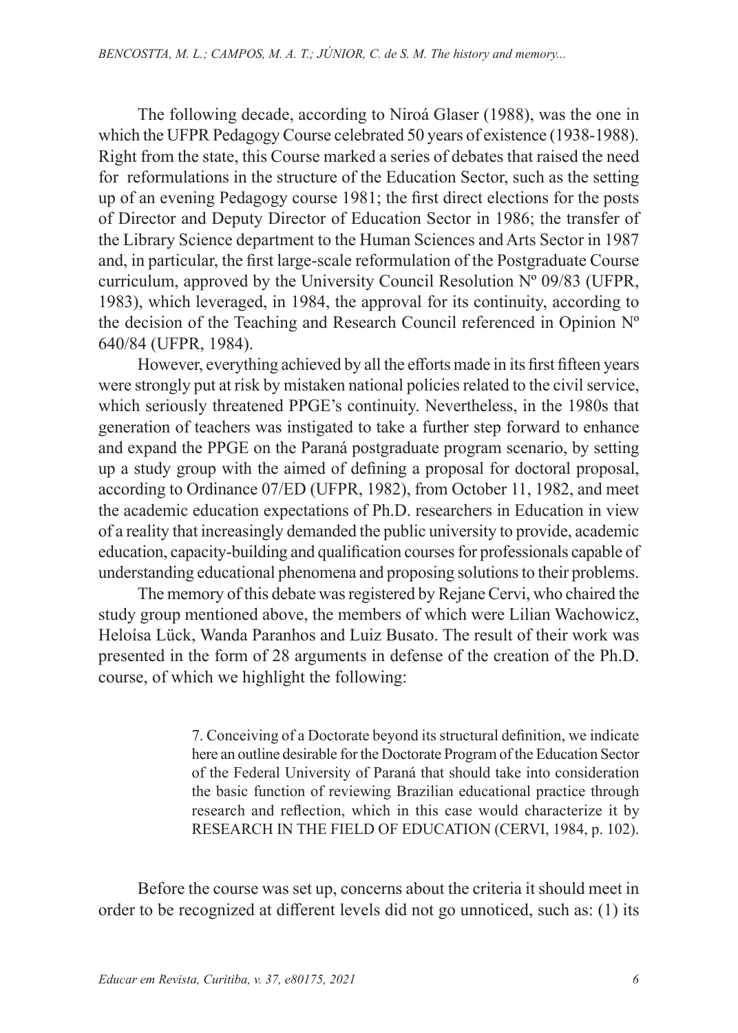The following decade, according to Niroá Glaser (1988), was the one in which the UFPR Pedagogy Course celebrated 50 years of existence (1938-1988). Right from the state, this Course marked a series of debates that raised the need for reformulations in the structure of the Education Sector, such as the setting up of an evening Pedagogy course 1981; the first direct elections for the posts of Director and Deputy Director of Education Sector in 1986; the transfer of the Library Science department to the Human Sciences and Arts Sector in 1987 and, in particular, the first large-scale reformulation of the Postgraduate Course curriculum, approved by the University Council Resolution Nº 09/83 (UFPR, 1983), which leveraged, in 1984, the approval for its continuity, according to the decision of the Teaching and Research Council referenced in Opinion Nº 640/84 (UFPR, 1984).

However, everything achieved by all the efforts made in its first fifteen years were strongly put at risk by mistaken national policies related to the civil service, which seriously threatened PPGE's continuity. Nevertheless, in the 1980s that generation of teachers was instigated to take a further step forward to enhance and expand the PPGE on the Paraná postgraduate program scenario, by setting up a study group with the aimed of defining a proposal for doctoral proposal, according to Ordinance 07/ED (UFPR, 1982), from October 11, 1982, and meet the academic education expectations of Ph.D. researchers in Education in view of a reality that increasingly demanded the public university to provide, academic education, capacity-building and qualification courses for professionals capable of understanding educational phenomena and proposing solutions to their problems.

The memory of this debate was registered by Rejane Cervi, who chaired the study group mentioned above, the members of which were Lilian Wachowicz, Heloísa Lück, Wanda Paranhos and Luiz Busato. The result of their work was presented in the form of 28 arguments in defense of the creation of the Ph.D. course, of which we highlight the following:

> 7. Conceiving of a Doctorate beyond its structural definition, we indicate here an outline desirable for the Doctorate Program of the Education Sector of the Federal University of Paraná that should take into consideration the basic function of reviewing Brazilian educational practice through research and reflection, which in this case would characterize it by RESEARCH IN THE FIELD OF EDUCATION (CERVI, 1984, p. 102).

Before the course was set up, concerns about the criteria it should meet in order to be recognized at different levels did not go unnoticed, such as: (1) its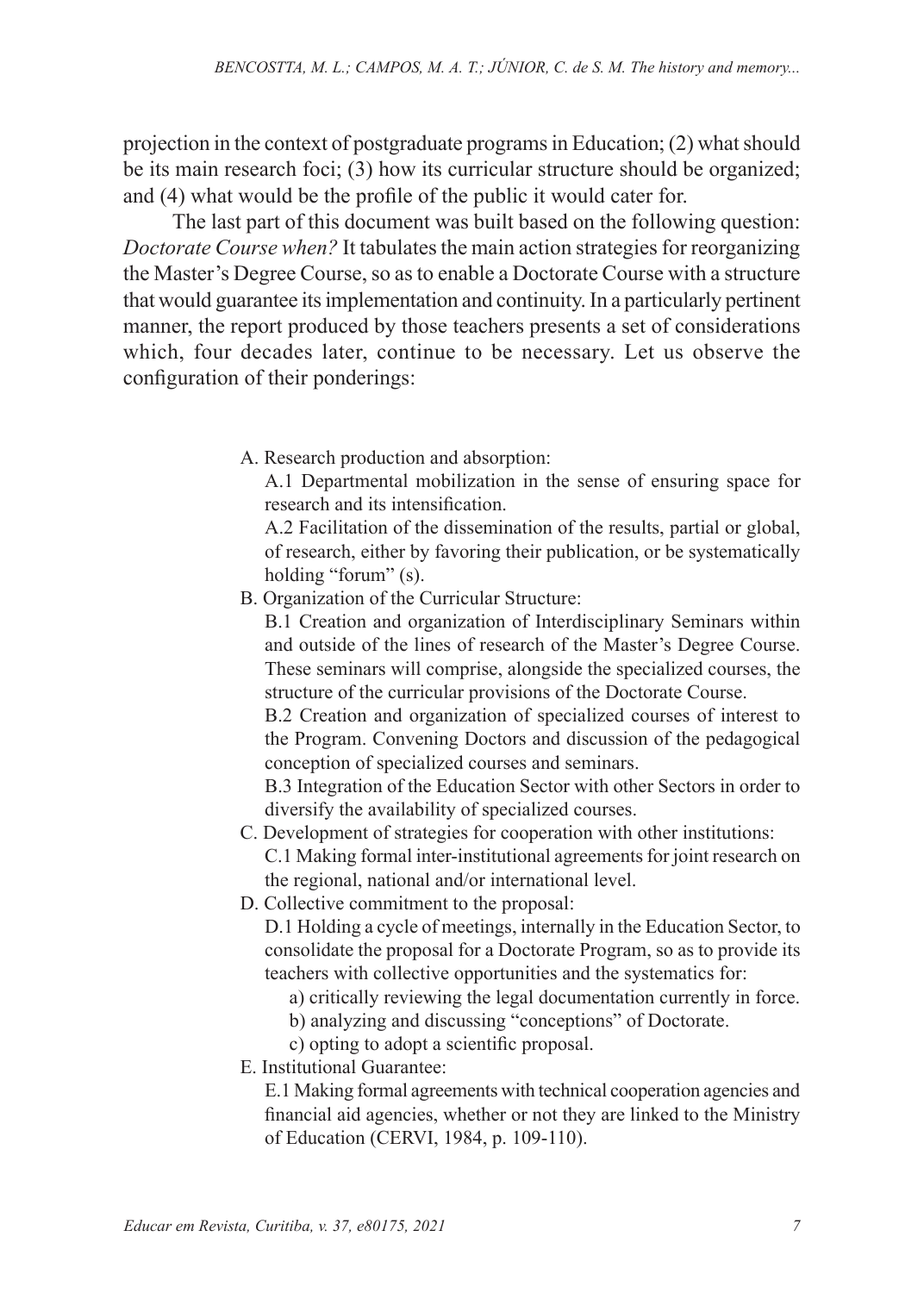projection in the context of postgraduate programs in Education; (2) what should be its main research foci; (3) how its curricular structure should be organized; and (4) what would be the profile of the public it would cater for.

The last part of this document was built based on the following question: *Doctorate Course when?* It tabulates the main action strategies for reorganizing the Master's Degree Course, so as to enable a Doctorate Course with a structure that would guarantee its implementation and continuity. In a particularly pertinent manner, the report produced by those teachers presents a set of considerations which, four decades later, continue to be necessary. Let us observe the configuration of their ponderings:

> A. Research production and absorption:
>
> A.1 Departmental mobilization in the sense of ensuring space for research and its intensification.
>
> A.2 Facilitation of the dissemination of the results, partial or global, of research, either by favoring their publication, or be systematically holding "forum" (s).
>
> B. Organization of the Curricular Structure:
>
> B.1 Creation and organization of Interdisciplinary Seminars within and outside of the lines of research of the Master's Degree Course. These seminars will comprise, alongside the specialized courses, the structure of the curricular provisions of the Doctorate Course.
>
> B.2 Creation and organization of specialized courses of interest to the Program. Convening Doctors and discussion of the pedagogical conception of specialized courses and seminars.
>
> B.3 Integration of the Education Sector with other Sectors in order to diversify the availability of specialized courses.
>
> C. Development of strategies for cooperation with other institutions:
>
> C.1 Making formal inter-institutional agreements for joint research on the regional, national and/or international level.
>
> D. Collective commitment to the proposal:
>
> D.1 Holding a cycle of meetings, internally in the Education Sector, to consolidate the proposal for a Doctorate Program, so as to provide its teachers with collective opportunities and the systematics for:
>
> a) critically reviewing the legal documentation currently in force.
>
> b) analyzing and discussing "conceptions" of Doctorate.
>
> c) opting to adopt a scientific proposal.
>
> E. Institutional Guarantee:
>
> E.1 Making formal agreements with technical cooperation agencies and financial aid agencies, whether or not they are linked to the Ministry of Education (CERVI, 1984, p. 109-110).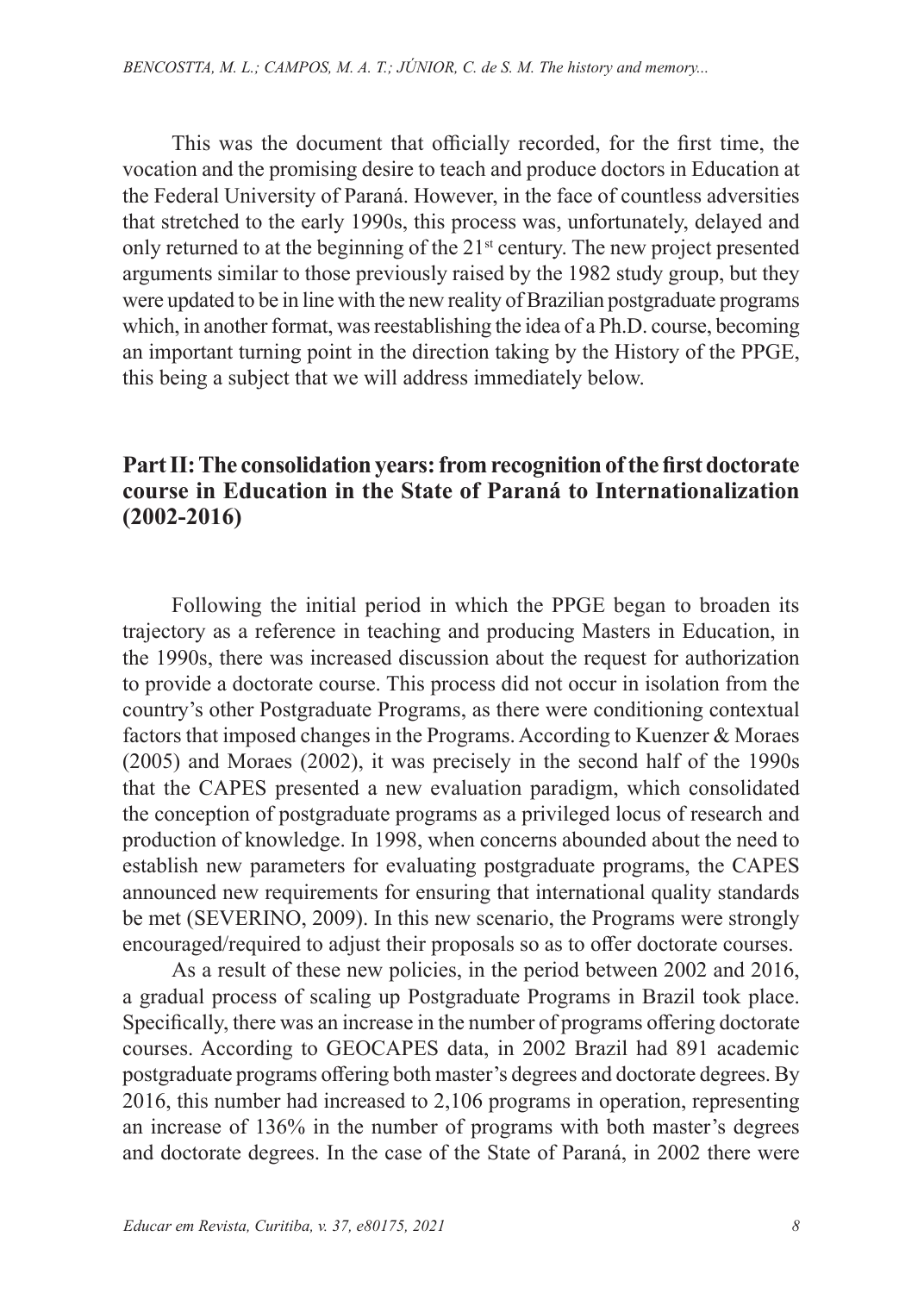This was the document that officially recorded, for the first time, the vocation and the promising desire to teach and produce doctors in Education at the Federal University of Paraná. However, in the face of countless adversities that stretched to the early 1990s, this process was, unfortunately, delayed and only returned to at the beginning of the 21st century. The new project presented arguments similar to those previously raised by the 1982 study group, but they were updated to be in line with the new reality of Brazilian postgraduate programs which, in another format, was reestablishing the idea of a Ph.D. course, becoming an important turning point in the direction taking by the History of the PPGE, this being a subject that we will address immediately below.

## Part II: The consolidation years: from recognition of the first doctorate course in Education in the State of Paraná to Internationalization (2002-2016)

Following the initial period in which the PPGE began to broaden its trajectory as a reference in teaching and producing Masters in Education, in the 1990s, there was increased discussion about the request for authorization to provide a doctorate course. This process did not occur in isolation from the country's other Postgraduate Programs, as there were conditioning contextual factors that imposed changes in the Programs. According to Kuenzer & Moraes (2005) and Moraes (2002), it was precisely in the second half of the 1990s that the CAPES presented a new evaluation paradigm, which consolidated the conception of postgraduate programs as a privileged locus of research and production of knowledge. In 1998, when concerns abounded about the need to establish new parameters for evaluating postgraduate programs, the CAPES announced new requirements for ensuring that international quality standards be met (SEVERINO, 2009). In this new scenario, the Programs were strongly encouraged/required to adjust their proposals so as to offer doctorate courses.

As a result of these new policies, in the period between 2002 and 2016, a gradual process of scaling up Postgraduate Programs in Brazil took place. Specifically, there was an increase in the number of programs offering doctorate courses. According to GEOCAPES data, in 2002 Brazil had 891 academic postgraduate programs offering both master's degrees and doctorate degrees. By 2016, this number had increased to 2,106 programs in operation, representing an increase of 136% in the number of programs with both master's degrees and doctorate degrees. In the case of the State of Paraná, in 2002 there were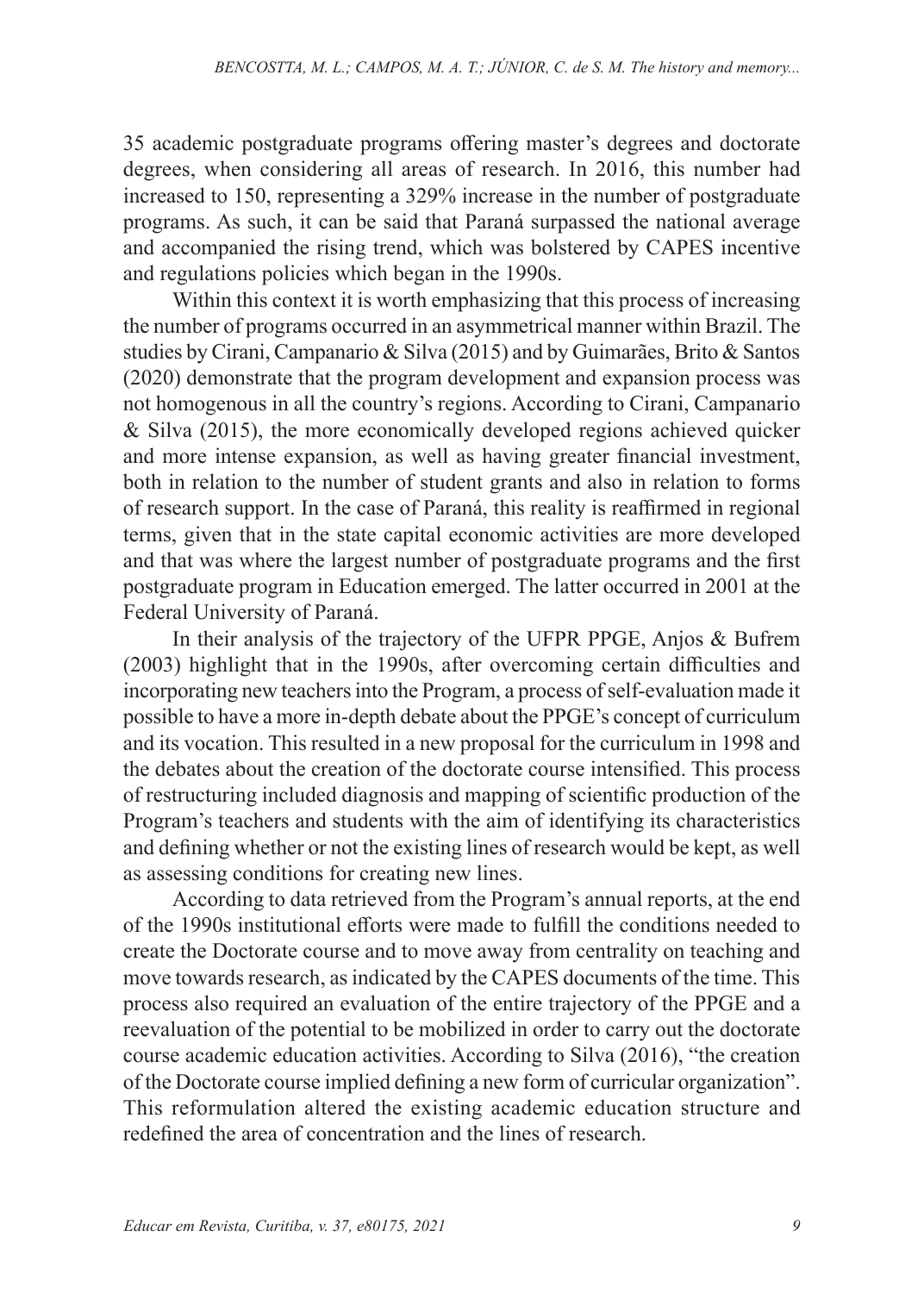35 academic postgraduate programs offering master's degrees and doctorate degrees, when considering all areas of research. In 2016, this number had increased to 150, representing a 329% increase in the number of postgraduate programs. As such, it can be said that Paraná surpassed the national average and accompanied the rising trend, which was bolstered by CAPES incentive and regulations policies which began in the 1990s.

Within this context it is worth emphasizing that this process of increasing the number of programs occurred in an asymmetrical manner within Brazil. The studies by Cirani, Campanario & Silva (2015) and by Guimarães, Brito & Santos (2020) demonstrate that the program development and expansion process was not homogenous in all the country's regions. According to Cirani, Campanario & Silva (2015), the more economically developed regions achieved quicker and more intense expansion, as well as having greater financial investment, both in relation to the number of student grants and also in relation to forms of research support. In the case of Paraná, this reality is reaffirmed in regional terms, given that in the state capital economic activities are more developed and that was where the largest number of postgraduate programs and the first postgraduate program in Education emerged. The latter occurred in 2001 at the Federal University of Paraná.

In their analysis of the trajectory of the UFPR PPGE, Anjos & Bufrem (2003) highlight that in the 1990s, after overcoming certain difficulties and incorporating new teachers into the Program, a process of self-evaluation made it possible to have a more in-depth debate about the PPGE's concept of curriculum and its vocation. This resulted in a new proposal for the curriculum in 1998 and the debates about the creation of the doctorate course intensified. This process of restructuring included diagnosis and mapping of scientific production of the Program's teachers and students with the aim of identifying its characteristics and defining whether or not the existing lines of research would be kept, as well as assessing conditions for creating new lines.

According to data retrieved from the Program's annual reports, at the end of the 1990s institutional efforts were made to fulfill the conditions needed to create the Doctorate course and to move away from centrality on teaching and move towards research, as indicated by the CAPES documents of the time. This process also required an evaluation of the entire trajectory of the PPGE and a reevaluation of the potential to be mobilized in order to carry out the doctorate course academic education activities. According to Silva (2016), "the creation of the Doctorate course implied defining a new form of curricular organization". This reformulation altered the existing academic education structure and redefined the area of concentration and the lines of research.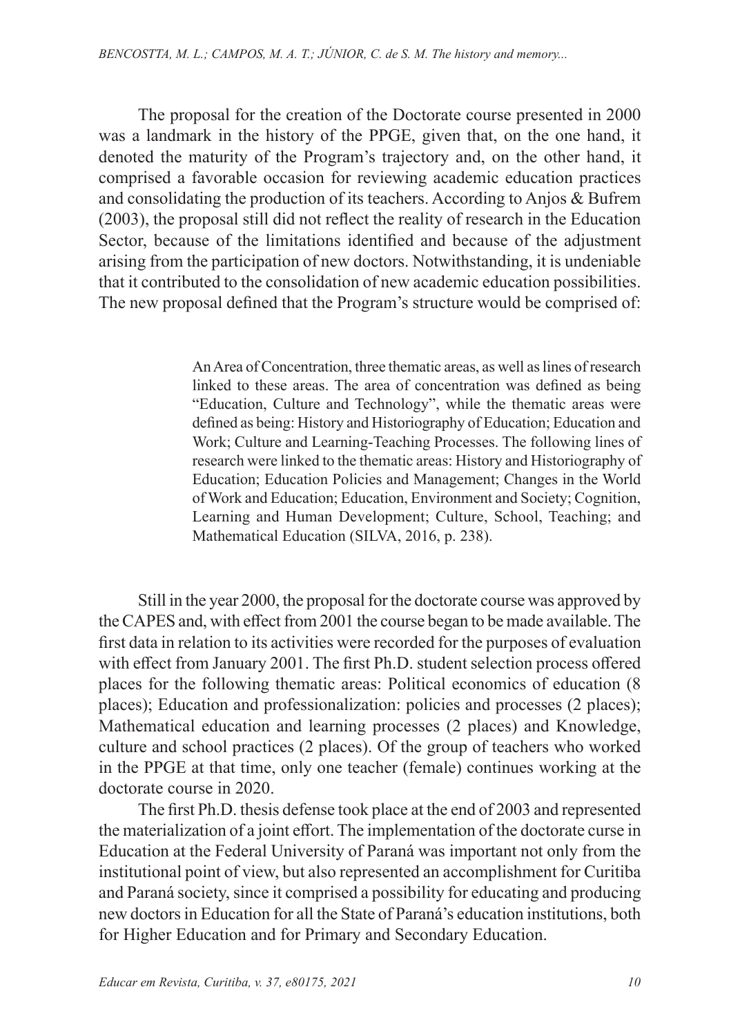The proposal for the creation of the Doctorate course presented in 2000 was a landmark in the history of the PPGE, given that, on the one hand, it denoted the maturity of the Program's trajectory and, on the other hand, it comprised a favorable occasion for reviewing academic education practices and consolidating the production of its teachers. According to Anjos & Bufrem (2003), the proposal still did not reflect the reality of research in the Education Sector, because of the limitations identified and because of the adjustment arising from the participation of new doctors. Notwithstanding, it is undeniable that it contributed to the consolidation of new academic education possibilities. The new proposal defined that the Program's structure would be comprised of:

> An Area of Concentration, three thematic areas, as well as lines of research linked to these areas. The area of concentration was defined as being "Education, Culture and Technology", while the thematic areas were defined as being: History and Historiography of Education; Education and Work; Culture and Learning-Teaching Processes. The following lines of research were linked to the thematic areas: History and Historiography of Education; Education Policies and Management; Changes in the World of Work and Education; Education, Environment and Society; Cognition, Learning and Human Development; Culture, School, Teaching; and Mathematical Education (SILVA, 2016, p. 238).

Still in the year 2000, the proposal for the doctorate course was approved by the CAPES and, with effect from 2001 the course began to be made available. The first data in relation to its activities were recorded for the purposes of evaluation with effect from January 2001. The first Ph.D. student selection process offered places for the following thematic areas: Political economics of education (8 places); Education and professionalization: policies and processes (2 places); Mathematical education and learning processes (2 places) and Knowledge, culture and school practices (2 places). Of the group of teachers who worked in the PPGE at that time, only one teacher (female) continues working at the doctorate course in 2020.

The first Ph.D. thesis defense took place at the end of 2003 and represented the materialization of a joint effort. The implementation of the doctorate curse in Education at the Federal University of Paraná was important not only from the institutional point of view, but also represented an accomplishment for Curitiba and Paraná society, since it comprised a possibility for educating and producing new doctors in Education for all the State of Paraná's education institutions, both for Higher Education and for Primary and Secondary Education.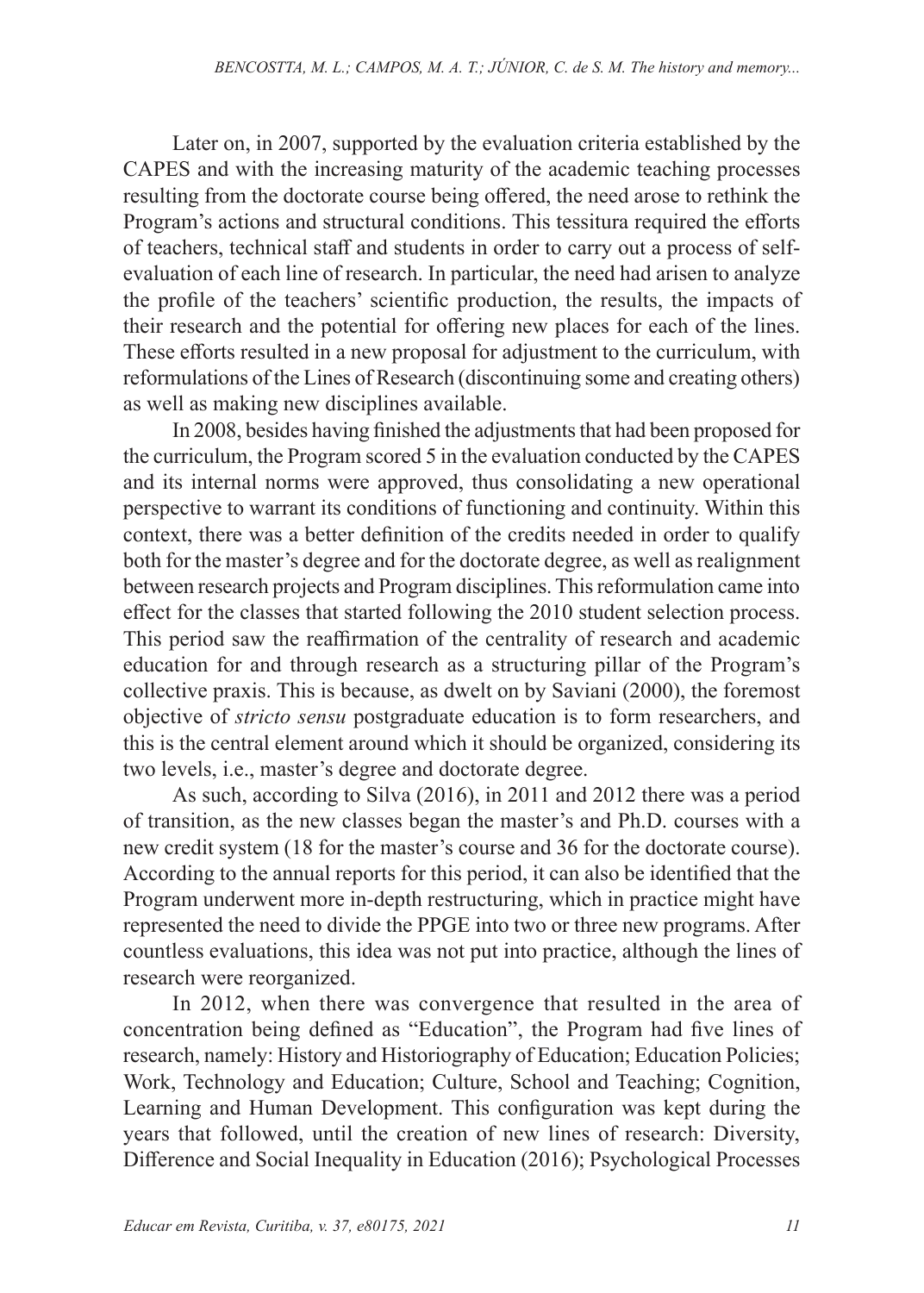Later on, in 2007, supported by the evaluation criteria established by the CAPES and with the increasing maturity of the academic teaching processes resulting from the doctorate course being offered, the need arose to rethink the Program's actions and structural conditions. This tessitura required the efforts of teachers, technical staff and students in order to carry out a process of self-evaluation of each line of research. In particular, the need had arisen to analyze the profile of the teachers' scientific production, the results, the impacts of their research and the potential for offering new places for each of the lines. These efforts resulted in a new proposal for adjustment to the curriculum, with reformulations of the Lines of Research (discontinuing some and creating others) as well as making new disciplines available.

In 2008, besides having finished the adjustments that had been proposed for the curriculum, the Program scored 5 in the evaluation conducted by the CAPES and its internal norms were approved, thus consolidating a new operational perspective to warrant its conditions of functioning and continuity. Within this context, there was a better definition of the credits needed in order to qualify both for the master's degree and for the doctorate degree, as well as realignment between research projects and Program disciplines. This reformulation came into effect for the classes that started following the 2010 student selection process. This period saw the reaffirmation of the centrality of research and academic education for and through research as a structuring pillar of the Program's collective praxis. This is because, as dwelt on by Saviani (2000), the foremost objective of *stricto sensu* postgraduate education is to form researchers, and this is the central element around which it should be organized, considering its two levels, i.e., master's degree and doctorate degree.

As such, according to Silva (2016), in 2011 and 2012 there was a period of transition, as the new classes began the master's and Ph.D. courses with a new credit system (18 for the master's course and 36 for the doctorate course). According to the annual reports for this period, it can also be identified that the Program underwent more in-depth restructuring, which in practice might have represented the need to divide the PPGE into two or three new programs. After countless evaluations, this idea was not put into practice, although the lines of research were reorganized.

In 2012, when there was convergence that resulted in the area of concentration being defined as "Education", the Program had five lines of research, namely: History and Historiography of Education; Education Policies; Work, Technology and Education; Culture, School and Teaching; Cognition, Learning and Human Development. This configuration was kept during the years that followed, until the creation of new lines of research: Diversity, Difference and Social Inequality in Education (2016); Psychological Processes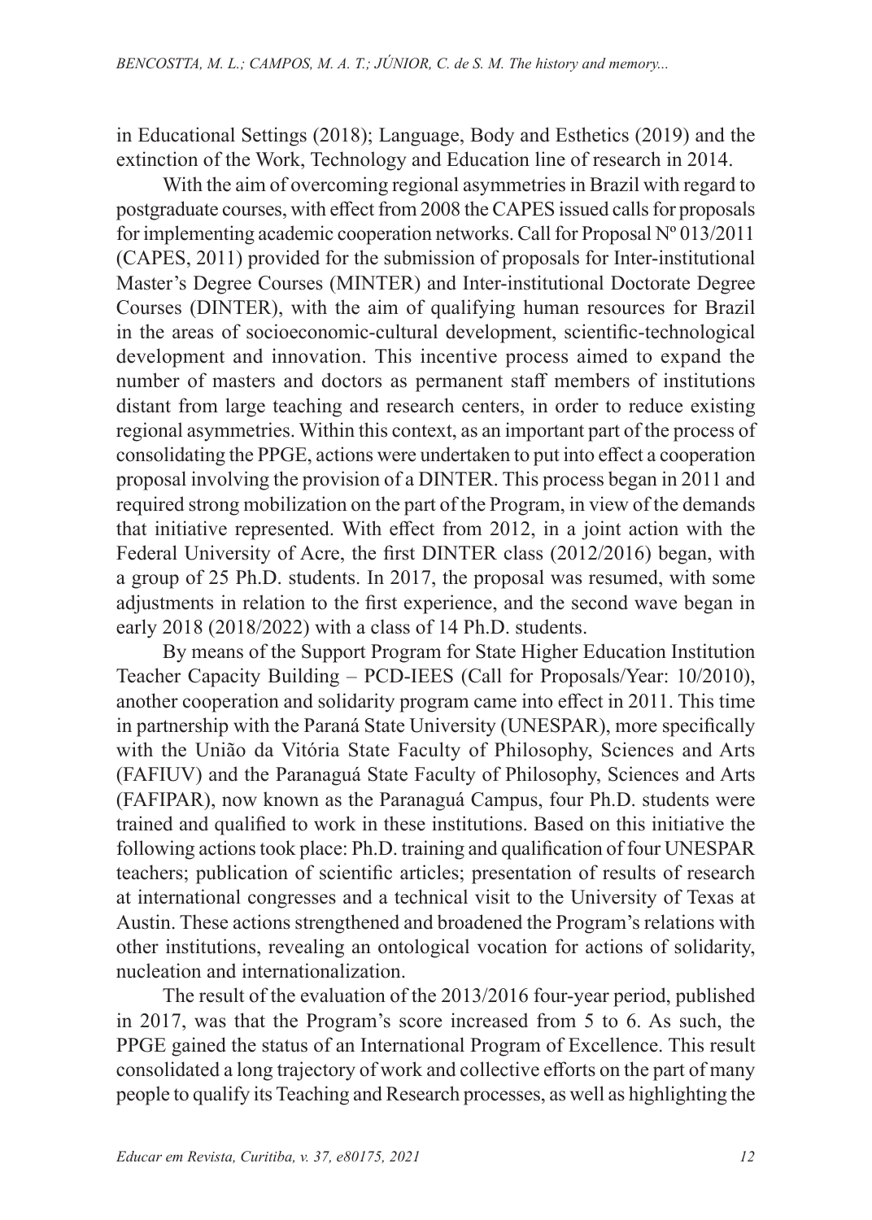in Educational Settings (2018); Language, Body and Esthetics (2019) and the extinction of the Work, Technology and Education line of research in 2014.

With the aim of overcoming regional asymmetries in Brazil with regard to postgraduate courses, with effect from 2008 the CAPES issued calls for proposals for implementing academic cooperation networks. Call for Proposal Nº 013/2011 (CAPES, 2011) provided for the submission of proposals for Inter-institutional Master's Degree Courses (MINTER) and Inter-institutional Doctorate Degree Courses (DINTER), with the aim of qualifying human resources for Brazil in the areas of socioeconomic-cultural development, scientific-technological development and innovation. This incentive process aimed to expand the number of masters and doctors as permanent staff members of institutions distant from large teaching and research centers, in order to reduce existing regional asymmetries. Within this context, as an important part of the process of consolidating the PPGE, actions were undertaken to put into effect a cooperation proposal involving the provision of a DINTER. This process began in 2011 and required strong mobilization on the part of the Program, in view of the demands that initiative represented. With effect from 2012, in a joint action with the Federal University of Acre, the first DINTER class (2012/2016) began, with a group of 25 Ph.D. students. In 2017, the proposal was resumed, with some adjustments in relation to the first experience, and the second wave began in early 2018 (2018/2022) with a class of 14 Ph.D. students.

By means of the Support Program for State Higher Education Institution Teacher Capacity Building – PCD-IEES (Call for Proposals/Year: 10/2010), another cooperation and solidarity program came into effect in 2011. This time in partnership with the Paraná State University (UNESPAR), more specifically with the União da Vitória State Faculty of Philosophy, Sciences and Arts (FAFIUV) and the Paranaguá State Faculty of Philosophy, Sciences and Arts (FAFIPAR), now known as the Paranaguá Campus, four Ph.D. students were trained and qualified to work in these institutions. Based on this initiative the following actions took place: Ph.D. training and qualification of four UNESPAR teachers; publication of scientific articles; presentation of results of research at international congresses and a technical visit to the University of Texas at Austin. These actions strengthened and broadened the Program's relations with other institutions, revealing an ontological vocation for actions of solidarity, nucleation and internationalization.

The result of the evaluation of the 2013/2016 four-year period, published in 2017, was that the Program's score increased from 5 to 6. As such, the PPGE gained the status of an International Program of Excellence. This result consolidated a long trajectory of work and collective efforts on the part of many people to qualify its Teaching and Research processes, as well as highlighting the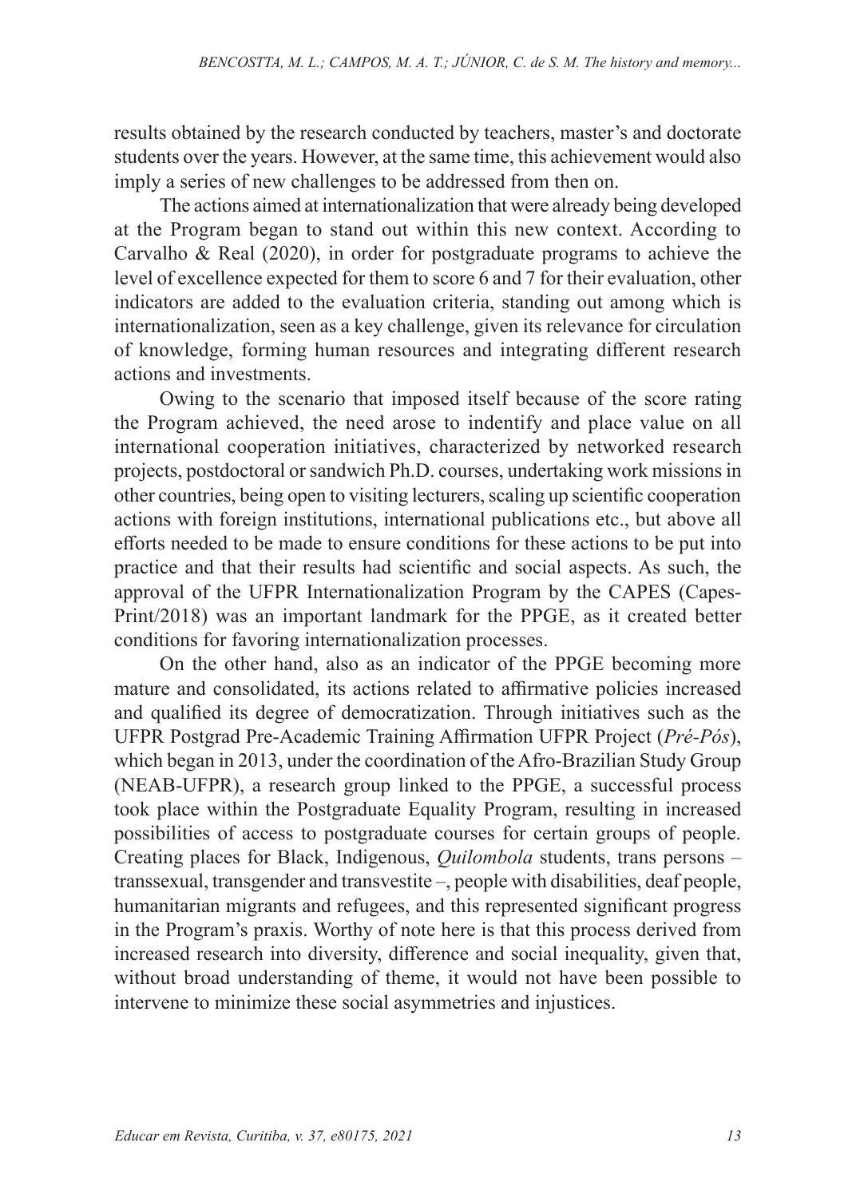results obtained by the research conducted by teachers, master's and doctorate students over the years. However, at the same time, this achievement would also imply a series of new challenges to be addressed from then on.

The actions aimed at internationalization that were already being developed at the Program began to stand out within this new context. According to Carvalho & Real (2020), in order for postgraduate programs to achieve the level of excellence expected for them to score 6 and 7 for their evaluation, other indicators are added to the evaluation criteria, standing out among which is internationalization, seen as a key challenge, given its relevance for circulation of knowledge, forming human resources and integrating different research actions and investments.

Owing to the scenario that imposed itself because of the score rating the Program achieved, the need arose to indentify and place value on all international cooperation initiatives, characterized by networked research projects, postdoctoral or sandwich Ph.D. courses, undertaking work missions in other countries, being open to visiting lecturers, scaling up scientific cooperation actions with foreign institutions, international publications etc., but above all efforts needed to be made to ensure conditions for these actions to be put into practice and that their results had scientific and social aspects. As such, the approval of the UFPR Internationalization Program by the CAPES (Capes-Print/2018) was an important landmark for the PPGE, as it created better conditions for favoring internationalization processes.

On the other hand, also as an indicator of the PPGE becoming more mature and consolidated, its actions related to affirmative policies increased and qualified its degree of democratization. Through initiatives such as the UFPR Postgrad Pre-Academic Training Affirmation UFPR Project (*Pré-Pós*), which began in 2013, under the coordination of the Afro-Brazilian Study Group (NEAB-UFPR), a research group linked to the PPGE, a successful process took place within the Postgraduate Equality Program, resulting in increased possibilities of access to postgraduate courses for certain groups of people. Creating places for Black, Indigenous, *Quilombola* students, trans persons – transsexual, transgender and transvestite –, people with disabilities, deaf people, humanitarian migrants and refugees, and this represented significant progress in the Program's praxis. Worthy of note here is that this process derived from increased research into diversity, difference and social inequality, given that, without broad understanding of theme, it would not have been possible to intervene to minimize these social asymmetries and injustices.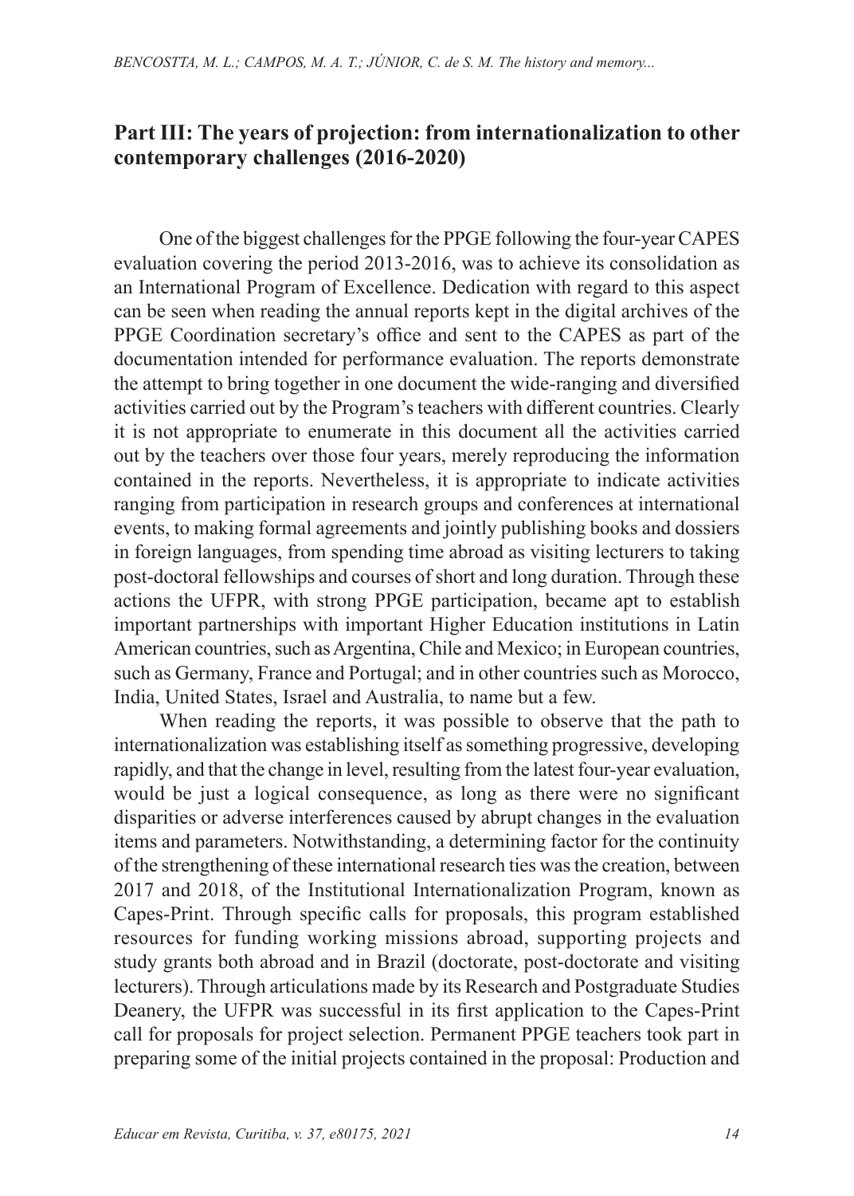## Part III: The years of projection: from internationalization to other contemporary challenges (2016-2020)

One of the biggest challenges for the PPGE following the four-year CAPES evaluation covering the period 2013-2016, was to achieve its consolidation as an International Program of Excellence. Dedication with regard to this aspect can be seen when reading the annual reports kept in the digital archives of the PPGE Coordination secretary's office and sent to the CAPES as part of the documentation intended for performance evaluation. The reports demonstrate the attempt to bring together in one document the wide-ranging and diversified activities carried out by the Program's teachers with different countries. Clearly it is not appropriate to enumerate in this document all the activities carried out by the teachers over those four years, merely reproducing the information contained in the reports. Nevertheless, it is appropriate to indicate activities ranging from participation in research groups and conferences at international events, to making formal agreements and jointly publishing books and dossiers in foreign languages, from spending time abroad as visiting lecturers to taking post-doctoral fellowships and courses of short and long duration. Through these actions the UFPR, with strong PPGE participation, became apt to establish important partnerships with important Higher Education institutions in Latin American countries, such as Argentina, Chile and Mexico; in European countries, such as Germany, France and Portugal; and in other countries such as Morocco, India, United States, Israel and Australia, to name but a few.

When reading the reports, it was possible to observe that the path to internationalization was establishing itself as something progressive, developing rapidly, and that the change in level, resulting from the latest four-year evaluation, would be just a logical consequence, as long as there were no significant disparities or adverse interferences caused by abrupt changes in the evaluation items and parameters. Notwithstanding, a determining factor for the continuity of the strengthening of these international research ties was the creation, between 2017 and 2018, of the Institutional Internationalization Program, known as Capes-Print. Through specific calls for proposals, this program established resources for funding working missions abroad, supporting projects and study grants both abroad and in Brazil (doctorate, post-doctorate and visiting lecturers). Through articulations made by its Research and Postgraduate Studies Deanery, the UFPR was successful in its first application to the Capes-Print call for proposals for project selection. Permanent PPGE teachers took part in preparing some of the initial projects contained in the proposal: Production and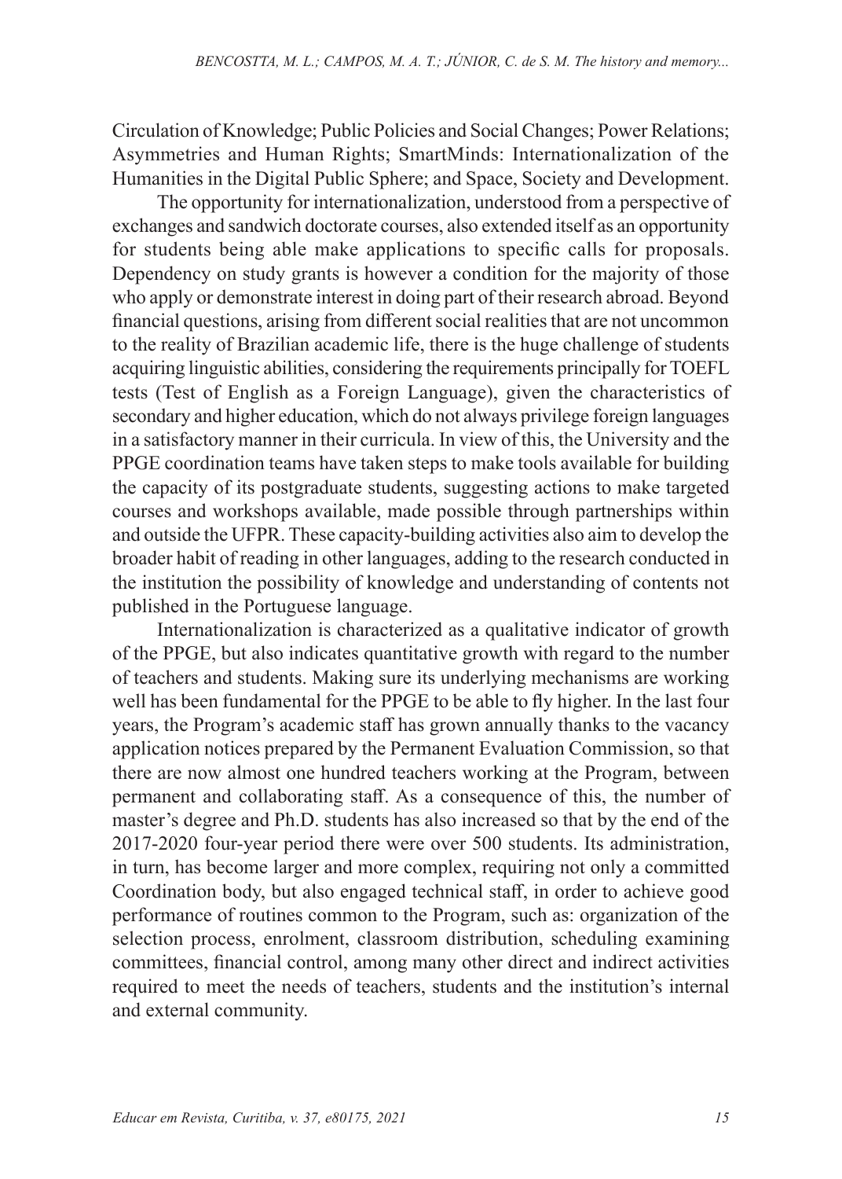Circulation of Knowledge; Public Policies and Social Changes; Power Relations; Asymmetries and Human Rights; SmartMinds: Internationalization of the Humanities in the Digital Public Sphere; and Space, Society and Development.

The opportunity for internationalization, understood from a perspective of exchanges and sandwich doctorate courses, also extended itself as an opportunity for students being able make applications to specific calls for proposals. Dependency on study grants is however a condition for the majority of those who apply or demonstrate interest in doing part of their research abroad. Beyond financial questions, arising from different social realities that are not uncommon to the reality of Brazilian academic life, there is the huge challenge of students acquiring linguistic abilities, considering the requirements principally for TOEFL tests (Test of English as a Foreign Language), given the characteristics of secondary and higher education, which do not always privilege foreign languages in a satisfactory manner in their curricula. In view of this, the University and the PPGE coordination teams have taken steps to make tools available for building the capacity of its postgraduate students, suggesting actions to make targeted courses and workshops available, made possible through partnerships within and outside the UFPR. These capacity-building activities also aim to develop the broader habit of reading in other languages, adding to the research conducted in the institution the possibility of knowledge and understanding of contents not published in the Portuguese language.

Internationalization is characterized as a qualitative indicator of growth of the PPGE, but also indicates quantitative growth with regard to the number of teachers and students. Making sure its underlying mechanisms are working well has been fundamental for the PPGE to be able to fly higher. In the last four years, the Program's academic staff has grown annually thanks to the vacancy application notices prepared by the Permanent Evaluation Commission, so that there are now almost one hundred teachers working at the Program, between permanent and collaborating staff. As a consequence of this, the number of master's degree and Ph.D. students has also increased so that by the end of the 2017-2020 four-year period there were over 500 students. Its administration, in turn, has become larger and more complex, requiring not only a committed Coordination body, but also engaged technical staff, in order to achieve good performance of routines common to the Program, such as: organization of the selection process, enrolment, classroom distribution, scheduling examining committees, financial control, among many other direct and indirect activities required to meet the needs of teachers, students and the institution's internal and external community.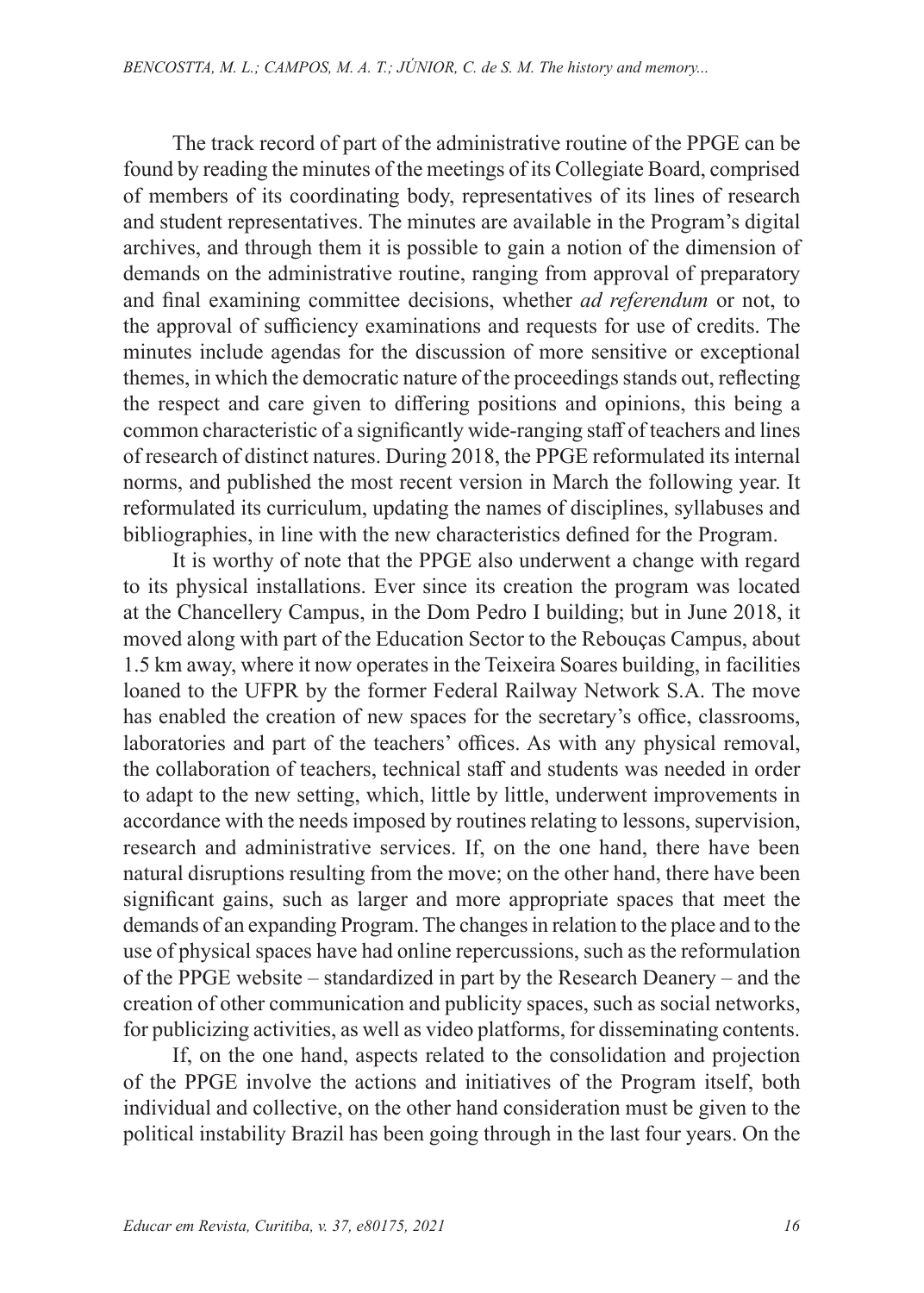The track record of part of the administrative routine of the PPGE can be found by reading the minutes of the meetings of its Collegiate Board, comprised of members of its coordinating body, representatives of its lines of research and student representatives. The minutes are available in the Program's digital archives, and through them it is possible to gain a notion of the dimension of demands on the administrative routine, ranging from approval of preparatory and final examining committee decisions, whether *ad referendum* or not, to the approval of sufficiency examinations and requests for use of credits. The minutes include agendas for the discussion of more sensitive or exceptional themes, in which the democratic nature of the proceedings stands out, reflecting the respect and care given to differing positions and opinions, this being a common characteristic of a significantly wide-ranging staff of teachers and lines of research of distinct natures. During 2018, the PPGE reformulated its internal norms, and published the most recent version in March the following year. It reformulated its curriculum, updating the names of disciplines, syllabuses and bibliographies, in line with the new characteristics defined for the Program.

It is worthy of note that the PPGE also underwent a change with regard to its physical installations. Ever since its creation the program was located at the Chancellery Campus, in the Dom Pedro I building; but in June 2018, it moved along with part of the Education Sector to the Rebouças Campus, about 1.5 km away, where it now operates in the Teixeira Soares building, in facilities loaned to the UFPR by the former Federal Railway Network S.A. The move has enabled the creation of new spaces for the secretary's office, classrooms, laboratories and part of the teachers' offices. As with any physical removal, the collaboration of teachers, technical staff and students was needed in order to adapt to the new setting, which, little by little, underwent improvements in accordance with the needs imposed by routines relating to lessons, supervision, research and administrative services. If, on the one hand, there have been natural disruptions resulting from the move; on the other hand, there have been significant gains, such as larger and more appropriate spaces that meet the demands of an expanding Program. The changes in relation to the place and to the use of physical spaces have had online repercussions, such as the reformulation of the PPGE website – standardized in part by the Research Deanery – and the creation of other communication and publicity spaces, such as social networks, for publicizing activities, as well as video platforms, for disseminating contents.

If, on the one hand, aspects related to the consolidation and projection of the PPGE involve the actions and initiatives of the Program itself, both individual and collective, on the other hand consideration must be given to the political instability Brazil has been going through in the last four years. On the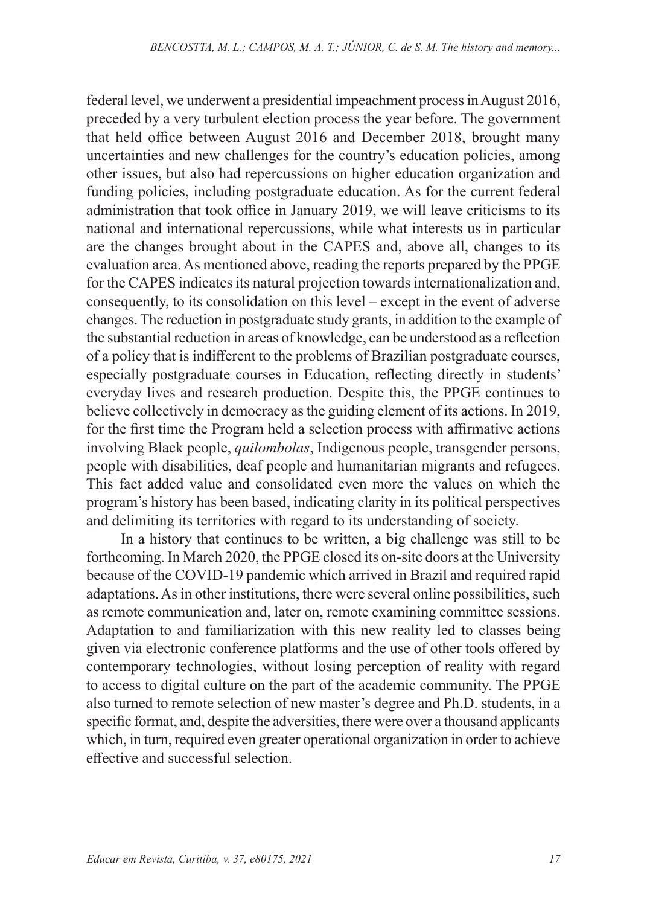federal level, we underwent a presidential impeachment process in August 2016, preceded by a very turbulent election process the year before. The government that held office between August 2016 and December 2018, brought many uncertainties and new challenges for the country's education policies, among other issues, but also had repercussions on higher education organization and funding policies, including postgraduate education. As for the current federal administration that took office in January 2019, we will leave criticisms to its national and international repercussions, while what interests us in particular are the changes brought about in the CAPES and, above all, changes to its evaluation area. As mentioned above, reading the reports prepared by the PPGE for the CAPES indicates its natural projection towards internationalization and, consequently, to its consolidation on this level – except in the event of adverse changes. The reduction in postgraduate study grants, in addition to the example of the substantial reduction in areas of knowledge, can be understood as a reflection of a policy that is indifferent to the problems of Brazilian postgraduate courses, especially postgraduate courses in Education, reflecting directly in students' everyday lives and research production. Despite this, the PPGE continues to believe collectively in democracy as the guiding element of its actions. In 2019, for the first time the Program held a selection process with affirmative actions involving Black people, *quilombolas*, Indigenous people, transgender persons, people with disabilities, deaf people and humanitarian migrants and refugees. This fact added value and consolidated even more the values on which the program's history has been based, indicating clarity in its political perspectives and delimiting its territories with regard to its understanding of society.

In a history that continues to be written, a big challenge was still to be forthcoming. In March 2020, the PPGE closed its on-site doors at the University because of the COVID-19 pandemic which arrived in Brazil and required rapid adaptations. As in other institutions, there were several online possibilities, such as remote communication and, later on, remote examining committee sessions. Adaptation to and familiarization with this new reality led to classes being given via electronic conference platforms and the use of other tools offered by contemporary technologies, without losing perception of reality with regard to access to digital culture on the part of the academic community. The PPGE also turned to remote selection of new master's degree and Ph.D. students, in a specific format, and, despite the adversities, there were over a thousand applicants which, in turn, required even greater operational organization in order to achieve effective and successful selection.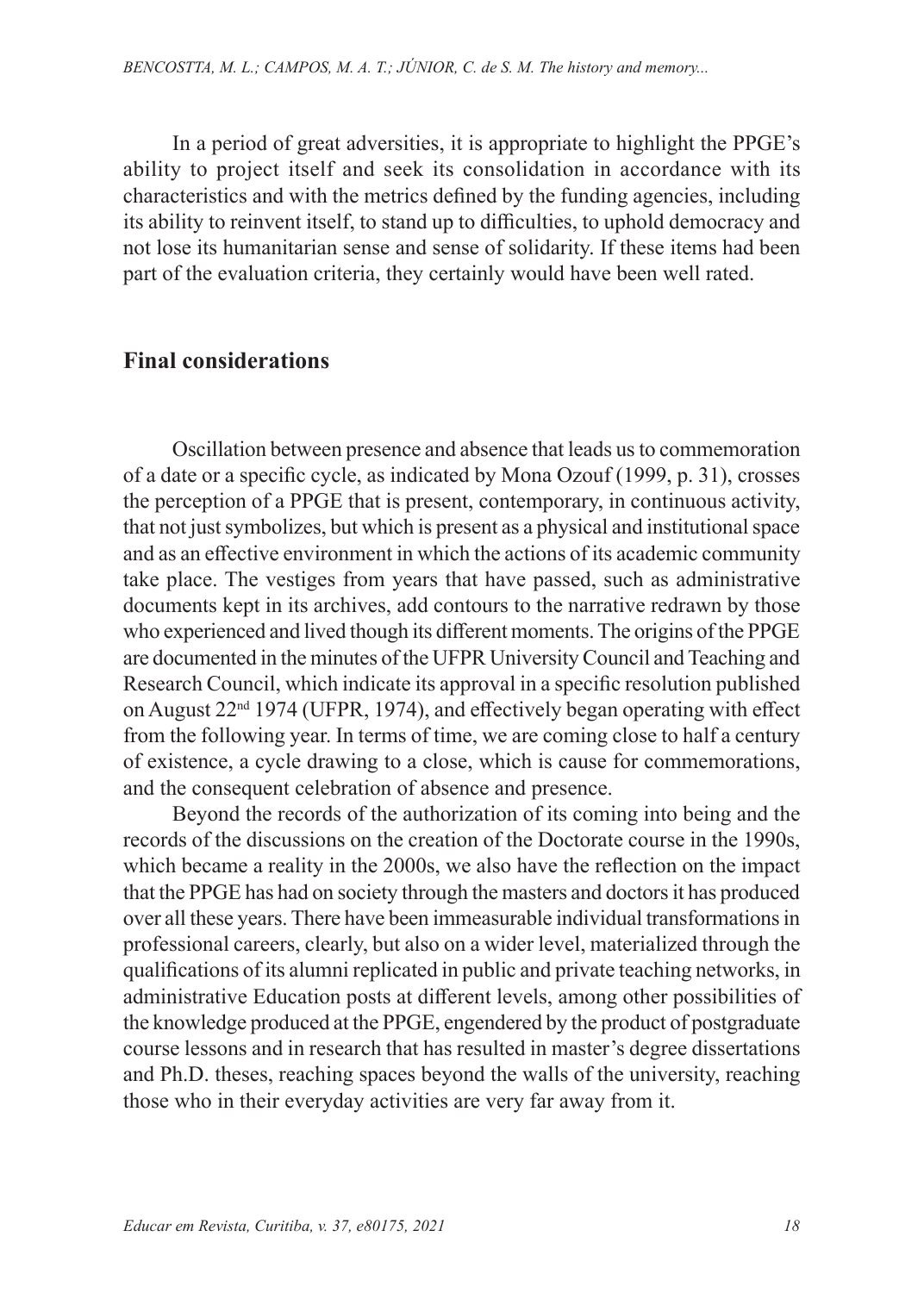In a period of great adversities, it is appropriate to highlight the PPGE's ability to project itself and seek its consolidation in accordance with its characteristics and with the metrics defined by the funding agencies, including its ability to reinvent itself, to stand up to difficulties, to uphold democracy and not lose its humanitarian sense and sense of solidarity. If these items had been part of the evaluation criteria, they certainly would have been well rated.

## Final considerations

Oscillation between presence and absence that leads us to commemoration of a date or a specific cycle, as indicated by Mona Ozouf (1999, p. 31), crosses the perception of a PPGE that is present, contemporary, in continuous activity, that not just symbolizes, but which is present as a physical and institutional space and as an effective environment in which the actions of its academic community take place. The vestiges from years that have passed, such as administrative documents kept in its archives, add contours to the narrative redrawn by those who experienced and lived though its different moments. The origins of the PPGE are documented in the minutes of the UFPR University Council and Teaching and Research Council, which indicate its approval in a specific resolution published on August 22nd 1974 (UFPR, 1974), and effectively began operating with effect from the following year. In terms of time, we are coming close to half a century of existence, a cycle drawing to a close, which is cause for commemorations, and the consequent celebration of absence and presence.

Beyond the records of the authorization of its coming into being and the records of the discussions on the creation of the Doctorate course in the 1990s, which became a reality in the 2000s, we also have the reflection on the impact that the PPGE has had on society through the masters and doctors it has produced over all these years. There have been immeasurable individual transformations in professional careers, clearly, but also on a wider level, materialized through the qualifications of its alumni replicated in public and private teaching networks, in administrative Education posts at different levels, among other possibilities of the knowledge produced at the PPGE, engendered by the product of postgraduate course lessons and in research that has resulted in master's degree dissertations and Ph.D. theses, reaching spaces beyond the walls of the university, reaching those who in their everyday activities are very far away from it.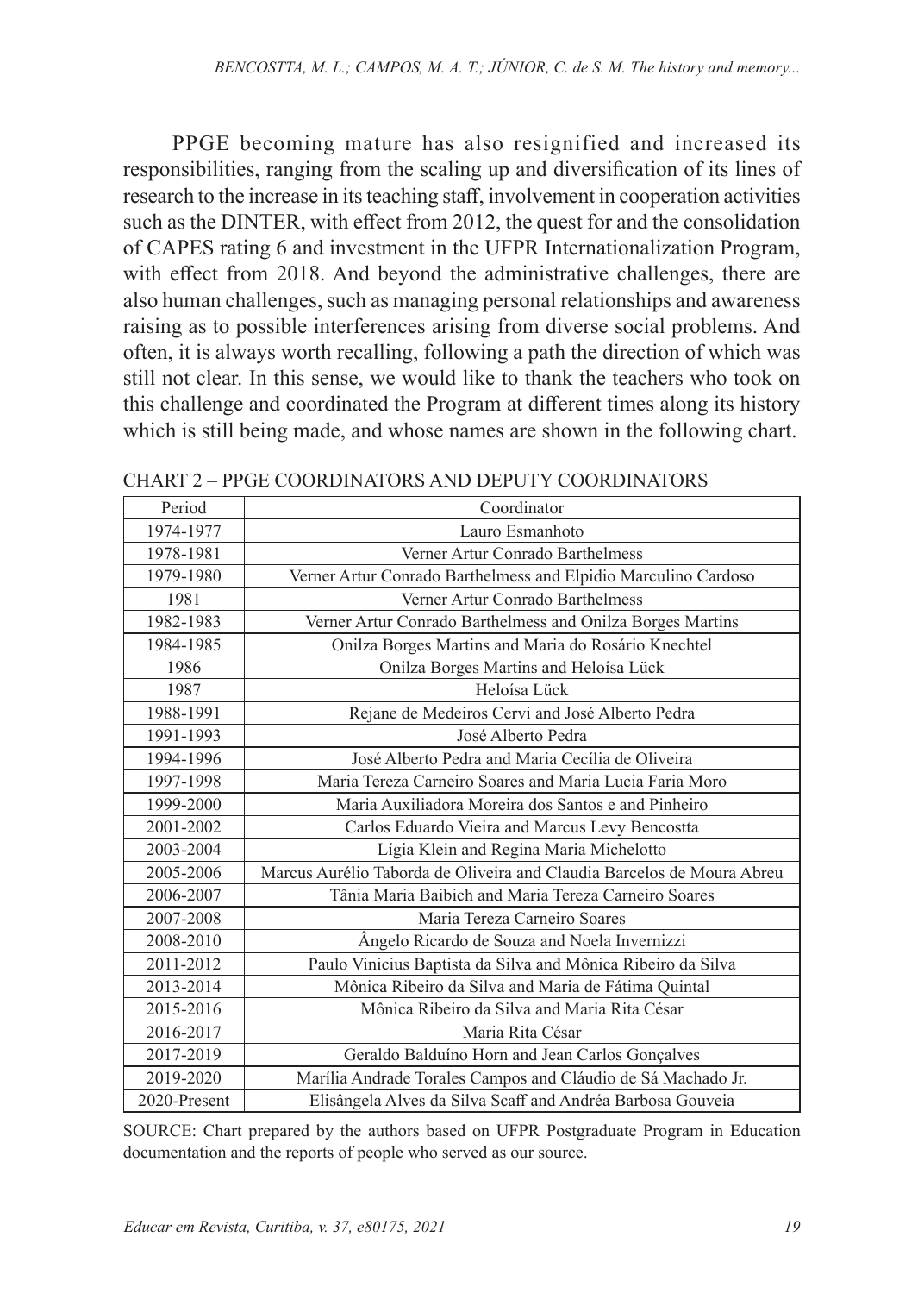PPGE becoming mature has also resignified and increased its responsibilities, ranging from the scaling up and diversification of its lines of research to the increase in its teaching staff, involvement in cooperation activities such as the DINTER, with effect from 2012, the quest for and the consolidation of CAPES rating 6 and investment in the UFPR Internationalization Program, with effect from 2018. And beyond the administrative challenges, there are also human challenges, such as managing personal relationships and awareness raising as to possible interferences arising from diverse social problems. And often, it is always worth recalling, following a path the direction of which was still not clear. In this sense, we would like to thank the teachers who took on this challenge and coordinated the Program at different times along its history which is still being made, and whose names are shown in the following chart.

CHART 2 – PPGE COORDINATORS AND DEPUTY COORDINATORS

| Period | Coordinator |
|---|---|
| 1974-1977 | Lauro Esmanhoto |
| 1978-1981 | Verner Artur Conrado Barthelmess |
| 1979-1980 | Verner Artur Conrado Barthelmess and Elpidio Marculino Cardoso |
| 1981 | Verner Artur Conrado Barthelmess |
| 1982-1983 | Verner Artur Conrado Barthelmess and Onilza Borges Martins |
| 1984-1985 | Onilza Borges Martins and Maria do Rosário Knechtel |
| 1986 | Onilza Borges Martins and Heloísa Lück |
| 1987 | Heloísa Lück |
| 1988-1991 | Rejane de Medeiros Cervi and José Alberto Pedra |
| 1991-1993 | José Alberto Pedra |
| 1994-1996 | José Alberto Pedra and Maria Cecília de Oliveira |
| 1997-1998 | Maria Tereza Carneiro Soares and Maria Lucia Faria Moro |
| 1999-2000 | Maria Auxiliadora Moreira dos Santos e and Pinheiro |
| 2001-2002 | Carlos Eduardo Vieira and Marcus Levy Bencostta |
| 2003-2004 | Lígia Klein and Regina Maria Michelotto |
| 2005-2006 | Marcus Aurélio Taborda de Oliveira and Claudia Barcelos de Moura Abreu |
| 2006-2007 | Tânia Maria Baibich and Maria Tereza Carneiro Soares |
| 2007-2008 | Maria Tereza Carneiro Soares |
| 2008-2010 | Ângelo Ricardo de Souza and Noela Invernizzi |
| 2011-2012 | Paulo Vinicius Baptista da Silva and Mônica Ribeiro da Silva |
| 2013-2014 | Mônica Ribeiro da Silva and Maria de Fátima Quintal |
| 2015-2016 | Mônica Ribeiro da Silva and Maria Rita César |
| 2016-2017 | Maria Rita César |
| 2017-2019 | Geraldo Balduíno Horn and Jean Carlos Gonçalves |
| 2019-2020 | Marília Andrade Torales Campos and Cláudio de Sá Machado Jr. |
| 2020-Present | Elisângela Alves da Silva Scaff and Andréa Barbosa Gouveia |

SOURCE: Chart prepared by the authors based on UFPR Postgraduate Program in Education documentation and the reports of people who served as our source.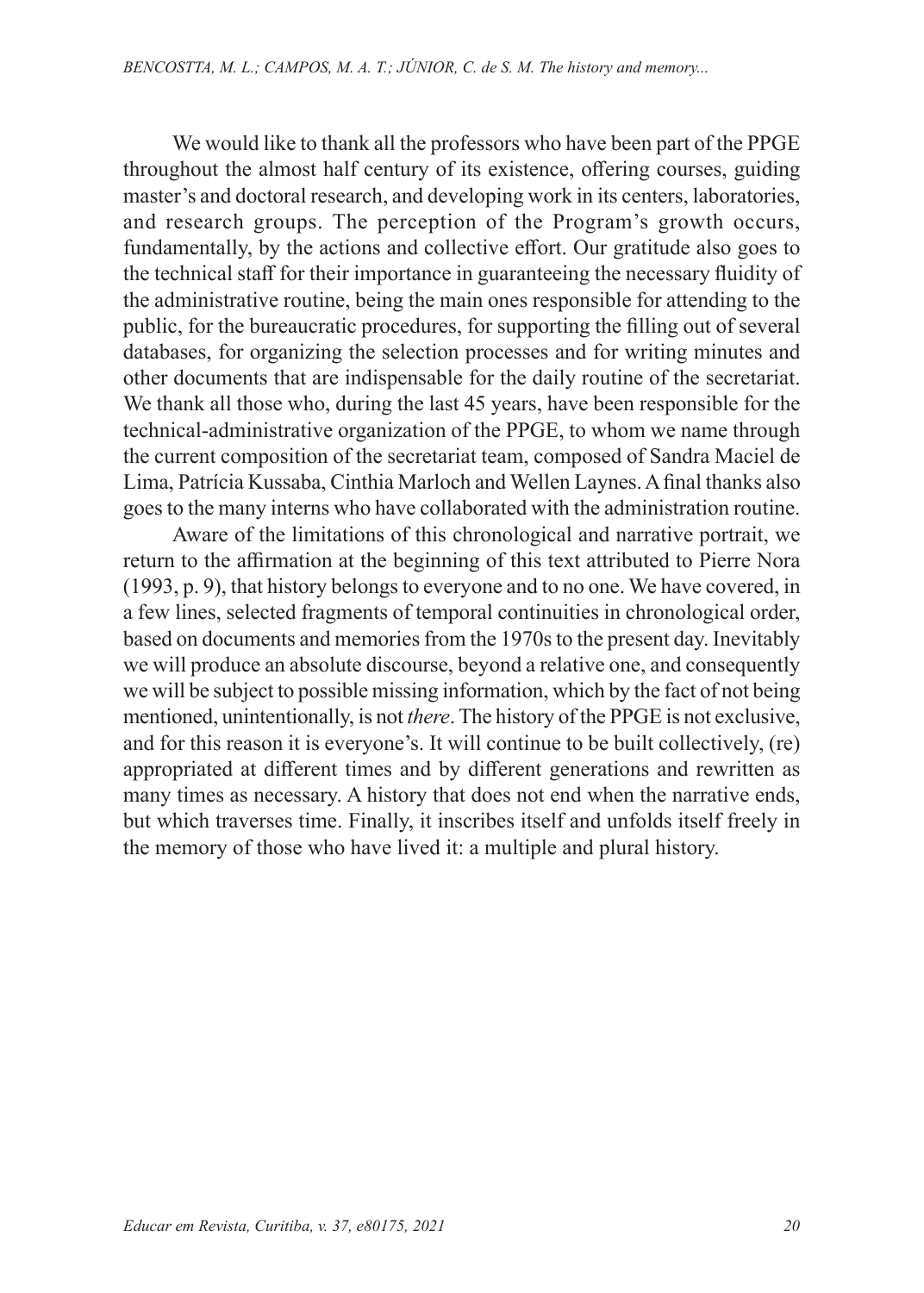We would like to thank all the professors who have been part of the PPGE throughout the almost half century of its existence, offering courses, guiding master's and doctoral research, and developing work in its centers, laboratories, and research groups. The perception of the Program's growth occurs, fundamentally, by the actions and collective effort. Our gratitude also goes to the technical staff for their importance in guaranteeing the necessary fluidity of the administrative routine, being the main ones responsible for attending to the public, for the bureaucratic procedures, for supporting the filling out of several databases, for organizing the selection processes and for writing minutes and other documents that are indispensable for the daily routine of the secretariat. We thank all those who, during the last 45 years, have been responsible for the technical-administrative organization of the PPGE, to whom we name through the current composition of the secretariat team, composed of Sandra Maciel de Lima, Patrícia Kussaba, Cinthia Marloch and Wellen Laynes. A final thanks also goes to the many interns who have collaborated with the administration routine.

Aware of the limitations of this chronological and narrative portrait, we return to the affirmation at the beginning of this text attributed to Pierre Nora (1993, p. 9), that history belongs to everyone and to no one. We have covered, in a few lines, selected fragments of temporal continuities in chronological order, based on documents and memories from the 1970s to the present day. Inevitably we will produce an absolute discourse, beyond a relative one, and consequently we will be subject to possible missing information, which by the fact of not being mentioned, unintentionally, is not *there*. The history of the PPGE is not exclusive, and for this reason it is everyone's. It will continue to be built collectively, (re) appropriated at different times and by different generations and rewritten as many times as necessary. A history that does not end when the narrative ends, but which traverses time. Finally, it inscribes itself and unfolds itself freely in the memory of those who have lived it: a multiple and plural history.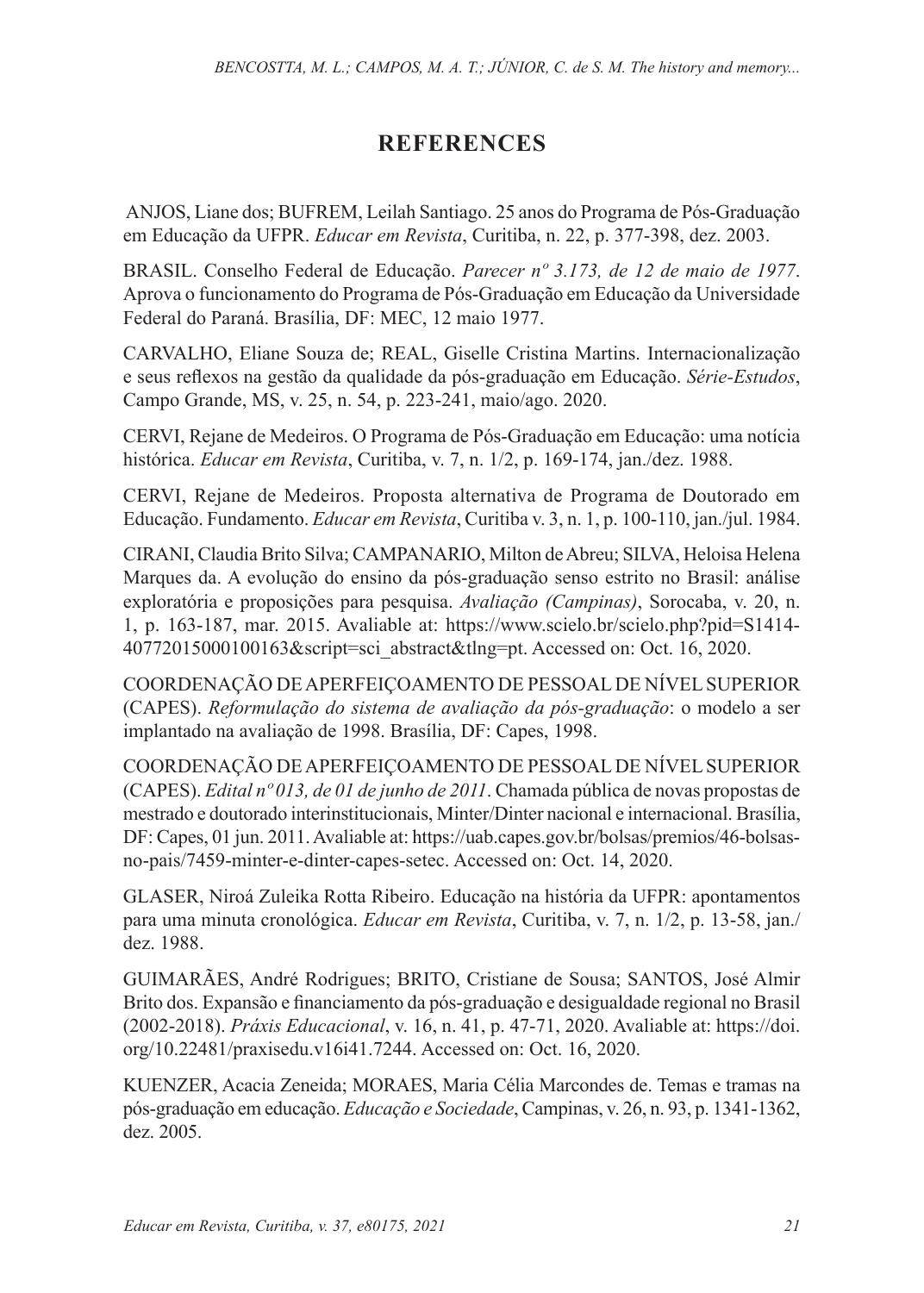## REFERENCES

ANJOS, Liane dos; BUFREM, Leilah Santiago. 25 anos do Programa de Pós-Graduação em Educação da UFPR. *Educar em Revista*, Curitiba, n. 22, p. 377-398, dez. 2003.

BRASIL. Conselho Federal de Educação. *Parecer nº 3.173, de 12 de maio de 1977*. Aprova o funcionamento do Programa de Pós-Graduação em Educação da Universidade Federal do Paraná. Brasília, DF: MEC, 12 maio 1977.

CARVALHO, Eliane Souza de; REAL, Giselle Cristina Martins. Internacionalização e seus reflexos na gestão da qualidade da pós-graduação em Educação. *Série-Estudos*, Campo Grande, MS, v. 25, n. 54, p. 223-241, maio/ago. 2020.

CERVI, Rejane de Medeiros. O Programa de Pós-Graduação em Educação: uma notícia histórica. *Educar em Revista*, Curitiba, v. 7, n. 1/2, p. 169-174, jan./dez. 1988.

CERVI, Rejane de Medeiros. Proposta alternativa de Programa de Doutorado em Educação. Fundamento. *Educar em Revista*, Curitiba v. 3, n. 1, p. 100-110, jan./jul. 1984.

CIRANI, Claudia Brito Silva; CAMPANARIO, Milton de Abreu; SILVA, Heloisa Helena Marques da. A evolução do ensino da pós-graduação senso estrito no Brasil: análise exploratória e proposições para pesquisa. *Avaliação (Campinas)*, Sorocaba, v. 20, n. 1, p. 163-187, mar. 2015. Avaliable at: https://www.scielo.br/scielo.php?pid=S1414-40772015000100163&script=sci_abstract&tlng=pt. Accessed on: Oct. 16, 2020.

COORDENAÇÃO DE APERFEIÇOAMENTO DE PESSOAL DE NÍVEL SUPERIOR (CAPES). *Reformulação do sistema de avaliação da pós-graduação*: o modelo a ser implantado na avaliação de 1998. Brasília, DF: Capes, 1998.

COORDENAÇÃO DE APERFEIÇOAMENTO DE PESSOAL DE NÍVEL SUPERIOR (CAPES). *Edital nº 013, de 01 de junho de 2011*. Chamada pública de novas propostas de mestrado e doutorado interinstitucionais, Minter/Dinter nacional e internacional. Brasília, DF: Capes, 01 jun. 2011. Avaliable at: https://uab.capes.gov.br/bolsas/premios/46-bolsas-no-pais/7459-minter-e-dinter-capes-setec. Accessed on: Oct. 14, 2020.

GLASER, Niroá Zuleika Rotta Ribeiro. Educação na história da UFPR: apontamentos para uma minuta cronológica. *Educar em Revista*, Curitiba, v. 7, n. 1/2, p. 13-58, jan./dez. 1988.

GUIMARÃES, André Rodrigues; BRITO, Cristiane de Sousa; SANTOS, José Almir Brito dos. Expansão e financiamento da pós-graduação e desigualdade regional no Brasil (2002-2018). *Práxis Educacional*, v. 16, n. 41, p. 47-71, 2020. Avaliable at: https://doi.org/10.22481/praxisedu.v16i41.7244. Accessed on: Oct. 16, 2020.

KUENZER, Acacia Zeneida; MORAES, Maria Célia Marcondes de. Temas e tramas na pós-graduação em educação. *Educação e Sociedade*, Campinas, v. 26, n. 93, p. 1341-1362, dez. 2005.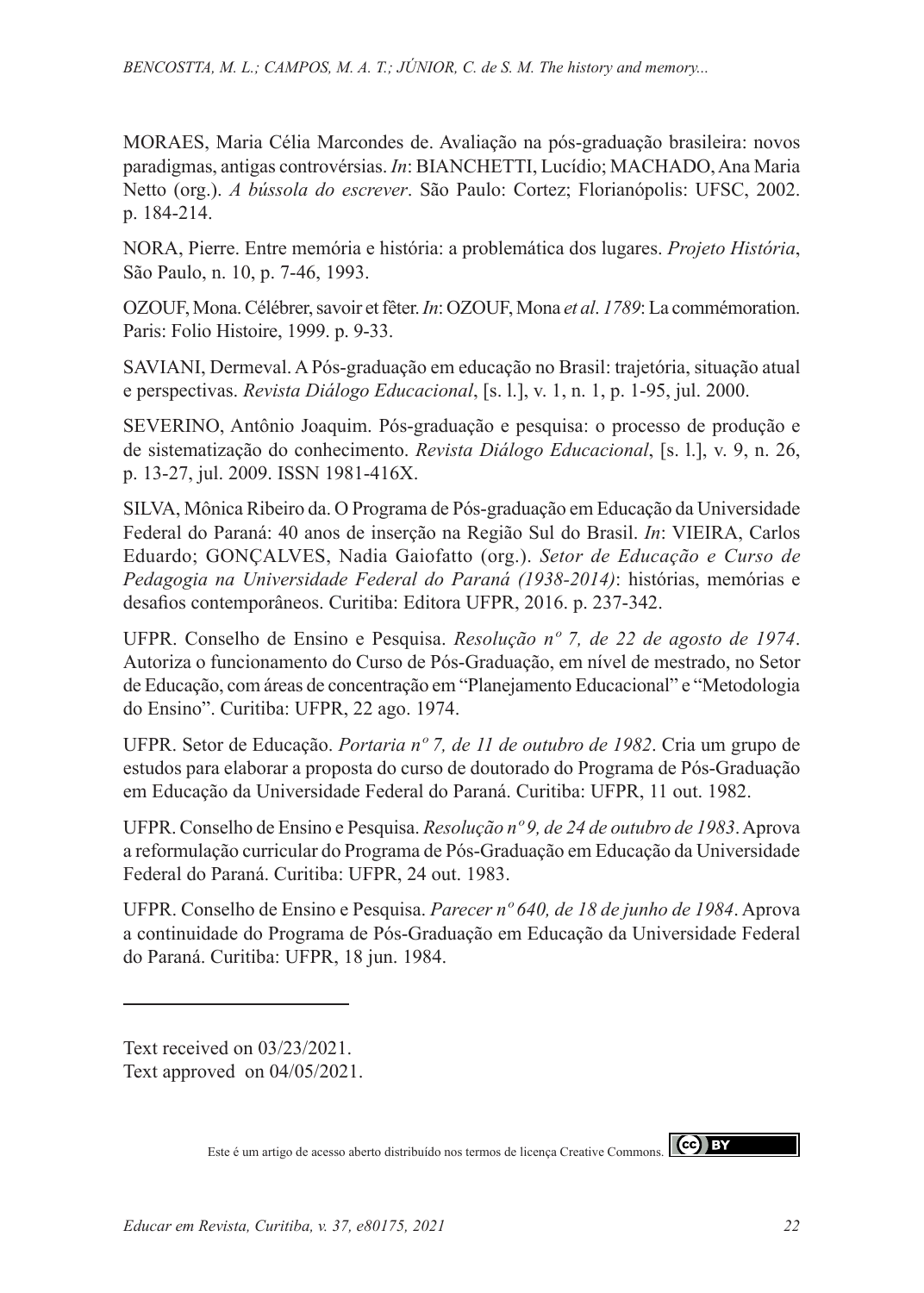MORAES, Maria Célia Marcondes de. Avaliação na pós-graduação brasileira: novos paradigmas, antigas controvérsias. *In*: BIANCHETTI, Lucídio; MACHADO, Ana Maria Netto (org.). *A bússola do escrever*. São Paulo: Cortez; Florianópolis: UFSC, 2002. p. 184-214.

NORA, Pierre. Entre memória e história: a problemática dos lugares. *Projeto História*, São Paulo, n. 10, p. 7-46, 1993.

OZOUF, Mona. Célébrer, savoir et fêter. *In*: OZOUF, Mona *et al*. *1789*: La commémoration. Paris: Folio Histoire, 1999. p. 9-33.

SAVIANI, Dermeval. A Pós-graduação em educação no Brasil: trajetória, situação atual e perspectivas. *Revista Diálogo Educacional*, [s. l.], v. 1, n. 1, p. 1-95, jul. 2000.

SEVERINO, Antônio Joaquim. Pós-graduação e pesquisa: o processo de produção e de sistematização do conhecimento. *Revista Diálogo Educacional*, [s. l.], v. 9, n. 26, p. 13-27, jul. 2009. ISSN 1981-416X.

SILVA, Mônica Ribeiro da. O Programa de Pós-graduação em Educação da Universidade Federal do Paraná: 40 anos de inserção na Região Sul do Brasil. *In*: VIEIRA, Carlos Eduardo; GONÇALVES, Nadia Gaiofatto (org.). *Setor de Educação e Curso de Pedagogia na Universidade Federal do Paraná (1938-2014)*: histórias, memórias e desafios contemporâneos. Curitiba: Editora UFPR, 2016. p. 237-342.

UFPR. Conselho de Ensino e Pesquisa. *Resolução nº 7, de 22 de agosto de 1974*. Autoriza o funcionamento do Curso de Pós-Graduação, em nível de mestrado, no Setor de Educação, com áreas de concentração em "Planejamento Educacional" e "Metodologia do Ensino". Curitiba: UFPR, 22 ago. 1974.

UFPR. Setor de Educação. *Portaria nº 7, de 11 de outubro de 1982*. Cria um grupo de estudos para elaborar a proposta do curso de doutorado do Programa de Pós-Graduação em Educação da Universidade Federal do Paraná. Curitiba: UFPR, 11 out. 1982.

UFPR. Conselho de Ensino e Pesquisa. *Resolução nº 9, de 24 de outubro de 1983*. Aprova a reformulação curricular do Programa de Pós-Graduação em Educação da Universidade Federal do Paraná. Curitiba: UFPR, 24 out. 1983.

UFPR. Conselho de Ensino e Pesquisa. *Parecer nº 640, de 18 de junho de 1984*. Aprova a continuidade do Programa de Pós-Graduação em Educação da Universidade Federal do Paraná. Curitiba: UFPR, 18 jun. 1984.

---

Text received on 03/23/2021.
Text approved on 04/05/2021.

Este é um artigo de acesso aberto distribuído nos termos de licença Creative Commons. (cc) BY